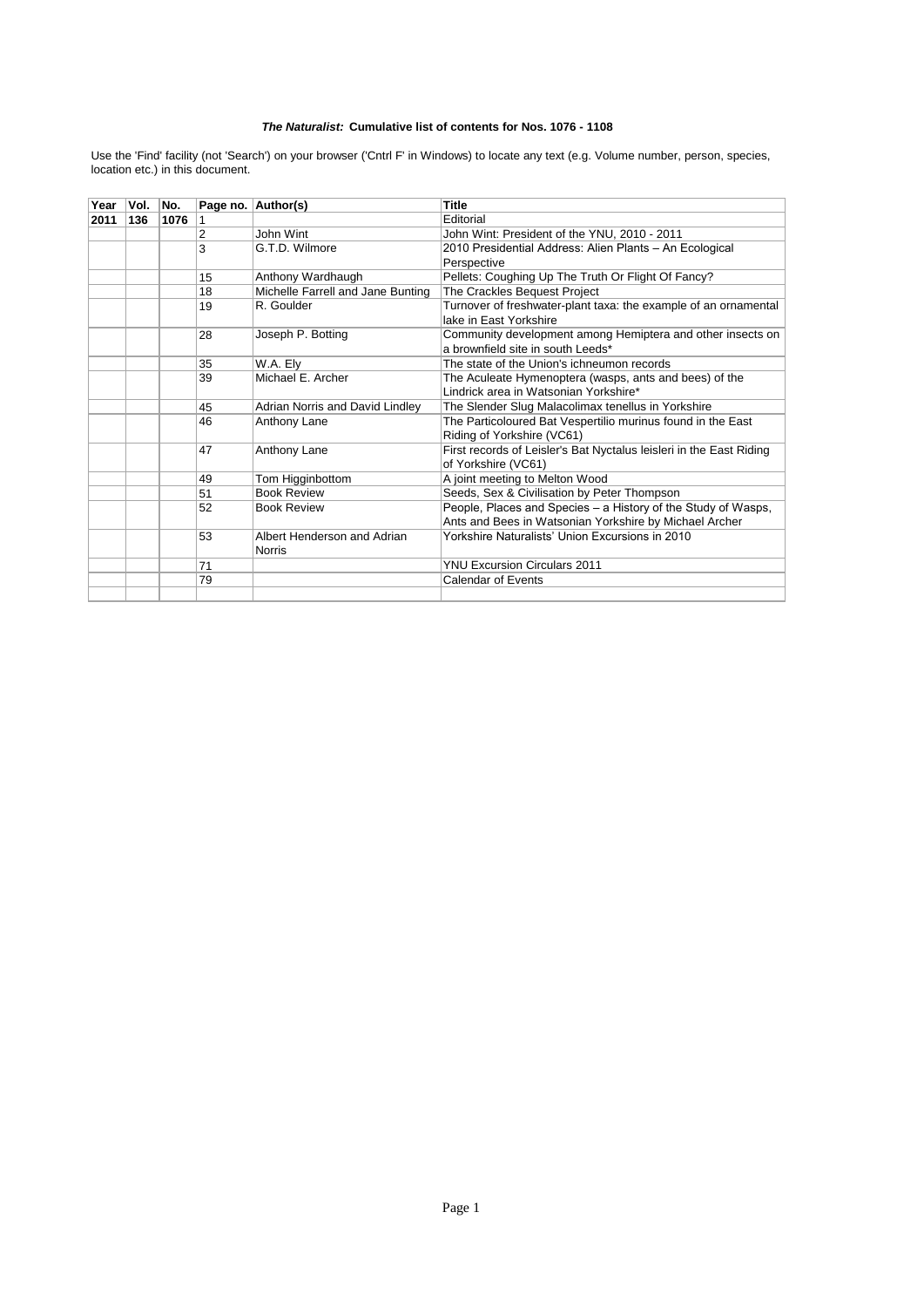***The Naturalist:* Cumulative list of contents for Nos. 1076 - 1108**

Use the 'Find' facility (not 'Search') on your browser ('Cntrl F' in Windows) to locate any text (e.g. Volume number, person, species, location etc.) in this document.

| Year | Vol. | No. | Page no. | Author(s) | Title |
|---|---|---|---|---|---|
| **2011** | **136** | **1076** | 1 | | Editorial |
| | | | 2 | John Wint | John Wint: President of the YNU, 2010 - 2011 |
| | | | 3 | G.T.D. Wilmore | 2010 Presidential Address: Alien Plants – An Ecological Perspective |
| | | | 15 | Anthony Wardhaugh | Pellets: Coughing Up The Truth Or Flight Of Fancy? |
| | | | 18 | Michelle Farrell and Jane Bunting | The Crackles Bequest Project |
| | | | 19 | R. Goulder | Turnover of freshwater-plant taxa: the example of an ornamental lake in East Yorkshire |
| | | | 28 | Joseph P. Botting | Community development among Hemiptera and other insects on a brownfield site in south Leeds* |
| | | | 35 | W.A. Ely | The state of the Union's ichneumon records |
| | | | 39 | Michael E. Archer | The Aculeate Hymenoptera (wasps, ants and bees) of the Lindrick area in Watsonian Yorkshire* |
| | | | 45 | Adrian Norris and David Lindley | The Slender Slug Malacolimax tenellus in Yorkshire |
| | | | 46 | Anthony Lane | The Particoloured Bat Vespertilio murinus found in the East Riding of Yorkshire (VC61) |
| | | | 47 | Anthony Lane | First records of Leisler's Bat Nyctalus leisleri in the East Riding of Yorkshire (VC61) |
| | | | 49 | Tom Higginbottom | A joint meeting to Melton Wood |
| | | | 51 | Book Review | Seeds, Sex & Civilisation by Peter Thompson |
| | | | 52 | Book Review | People, Places and Species – a History of the Study of Wasps, Ants and Bees in Watsonian Yorkshire by Michael Archer |
| | | | 53 | Albert Henderson and Adrian Norris | Yorkshire Naturalists' Union Excursions in 2010 |
| | | | 71 | | YNU Excursion Circulars 2011 |
| | | | 79 | | Calendar of Events |
| | | | | | |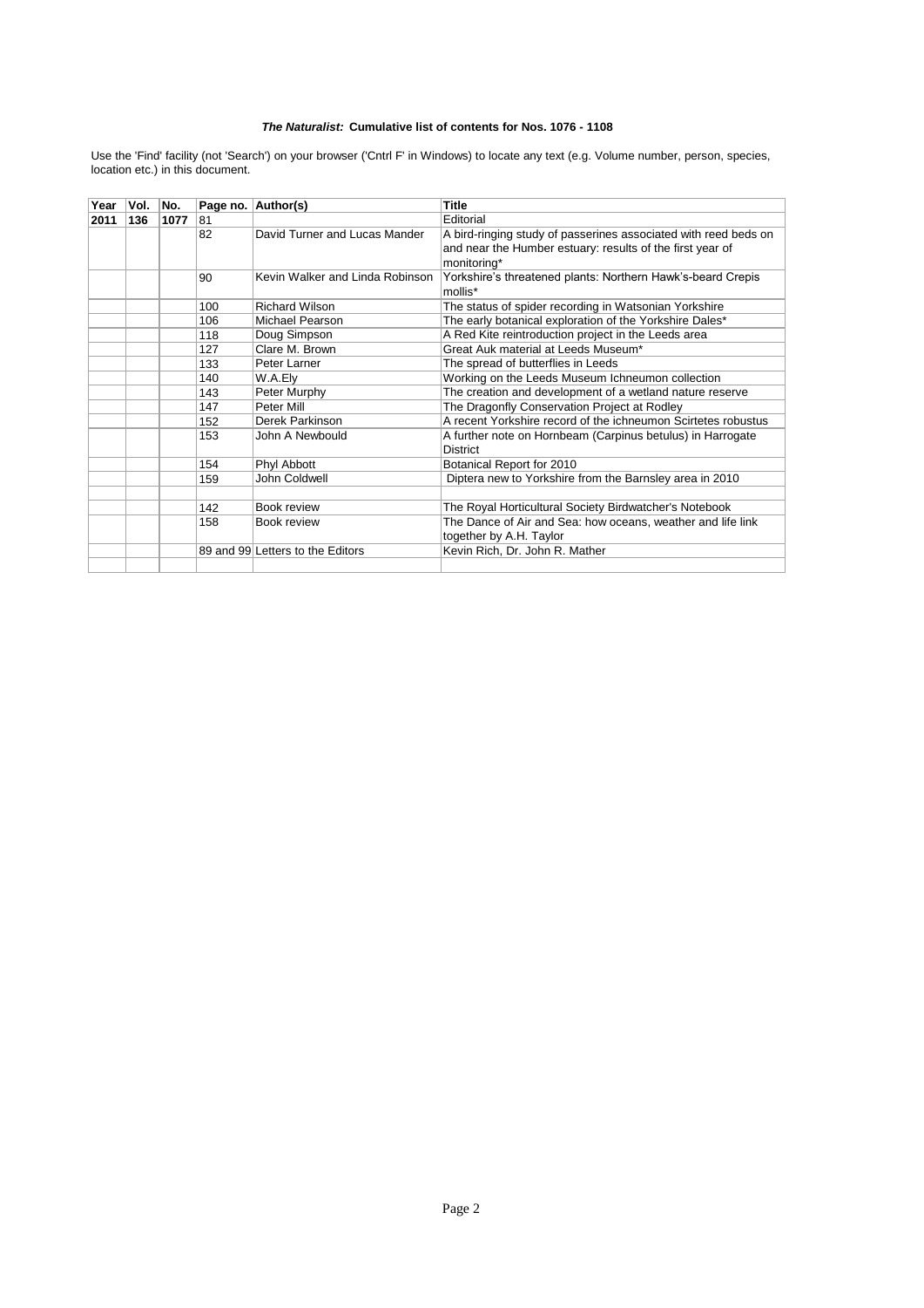***The Naturalist:* Cumulative list of contents for Nos. 1076 - 1108**

Use the 'Find' facility (not 'Search') on your browser ('Cntrl F' in Windows) to locate any text (e.g. Volume number, person, species, location etc.) in this document.

| Year | Vol. | No. | Page no. | Author(s) | Title |
|---|---|---|---|---|---|
| **2011** | **136** | **1077** | 81 | | Editorial |
| | | | 82 | David Turner and Lucas Mander | A bird-ringing study of passerines associated with reed beds on and near the Humber estuary: results of the first year of monitoring* |
| | | | 90 | Kevin Walker and Linda Robinson | Yorkshire's threatened plants: Northern Hawk's-beard Crepis mollis* |
| | | | 100 | Richard Wilson | The status of spider recording in Watsonian Yorkshire |
| | | | 106 | Michael Pearson | The early botanical exploration of the Yorkshire Dales* |
| | | | 118 | Doug Simpson | A Red Kite reintroduction project in the Leeds area |
| | | | 127 | Clare M. Brown | Great Auk material at Leeds Museum* |
| | | | 133 | Peter Larner | The spread of butterflies in Leeds |
| | | | 140 | W.A.Ely | Working on the Leeds Museum Ichneumon collection |
| | | | 143 | Peter Murphy | The creation and development of a wetland nature reserve |
| | | | 147 | Peter Mill | The Dragonfly Conservation Project at Rodley |
| | | | 152 | Derek Parkinson | A recent Yorkshire record of the ichneumon Scirtetes robustus |
| | | | 153 | John A Newbould | A further note on Hornbeam (Carpinus betulus) in Harrogate District |
| | | | 154 | Phyl Abbott | Botanical Report for 2010 |
| | | | 159 | John Coldwell | Diptera new to Yorkshire from the Barnsley area in 2010 |
| | | | | | |
| | | | 142 | Book review | The Royal Horticultural Society Birdwatcher's Notebook |
| | | | 158 | Book review | The Dance of Air and Sea: how oceans, weather and life link together by A.H. Taylor |
| | | | 89 and 99 | Letters to the Editors | Kevin Rich, Dr. John R. Mather |
| | | | | | |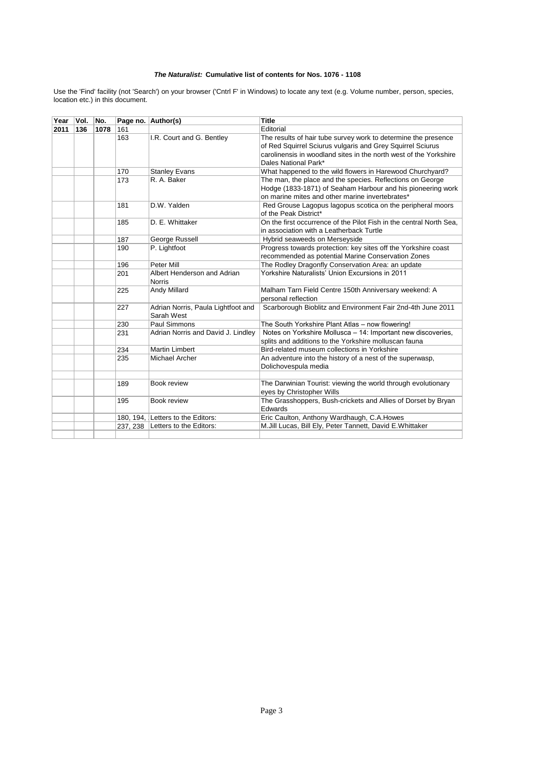***The Naturalist:* Cumulative list of contents for Nos. 1076 - 1108**

Use the 'Find' facility (not 'Search') on your browser ('Cntrl F' in Windows) to locate any text (e.g. Volume number, person, species, location etc.) in this document.

| Year | Vol. | No. | Page no. | Author(s) | Title |
|---|---|---|---|---|---|
| **2011** | **136** | **1078** | 161 | | Editorial |
| | | | 163 | I.R. Court and G. Bentley | The results of hair tube survey work to determine the presence of Red Squirrel Sciurus vulgaris and Grey Squirrel Sciurus carolinensis in woodland sites in the north west of the Yorkshire Dales National Park* |
| | | | 170 | Stanley Evans | What happened to the wild flowers in Harewood Churchyard? |
| | | | 173 | R. A. Baker | The man, the place and the species. Reflections on George Hodge (1833-1871) of Seaham Harbour and his pioneering work on marine mites and other marine invertebrates* |
| | | | 181 | D.W. Yalden | Red Grouse Lagopus lagopus scotica on the peripheral moors of the Peak District* |
| | | | 185 | D. E. Whittaker | On the first occurrence of the Pilot Fish in the central North Sea, in association with a Leatherback Turtle |
| | | | 187 | George Russell | Hybrid seaweeds on Merseyside |
| | | | 190 | P. Lightfoot | Progress towards protection: key sites off the Yorkshire coast recommended as potential Marine Conservation Zones |
| | | | 196 | Peter Mill | The Rodley Dragonfly Conservation Area: an update |
| | | | 201 | Albert Henderson and Adrian Norris | Yorkshire Naturalists' Union Excursions in 2011 |
| | | | 225 | Andy Millard | Malham Tarn Field Centre 150th Anniversary weekend: A personal reflection |
| | | | 227 | Adrian Norris, Paula Lightfoot and Sarah West | Scarborough Bioblitz and Environment Fair 2nd-4th June 2011 |
| | | | 230 | Paul Simmons | The South Yorkshire Plant Atlas – now flowering! |
| | | | 231 | Adrian Norris and David J. Lindley | Notes on Yorkshire Mollusca – 14: Important new discoveries, splits and additions to the Yorkshire molluscan fauna |
| | | | 234 | Martin Limbert | Bird-related museum collections in Yorkshire |
| | | | 235 | Michael Archer | An adventure into the history of a nest of the superwasp, Dolichovespula media |
| | | | | | |
| | | | 189 | Book review | The Darwinian Tourist: viewing the world through evolutionary eyes by Christopher Wills |
| | | | 195 | Book review | The Grasshoppers, Bush-crickets and Allies of Dorset by Bryan Edwards |
| | | | 180, 194, | Letters to the Editors: | Eric Caulton, Anthony Wardhaugh, C.A.Howes |
| | | | 237, 238 | Letters to the Editors: | M.Jill Lucas, Bill Ely, Peter Tannett, David E.Whittaker |
| | | | | | |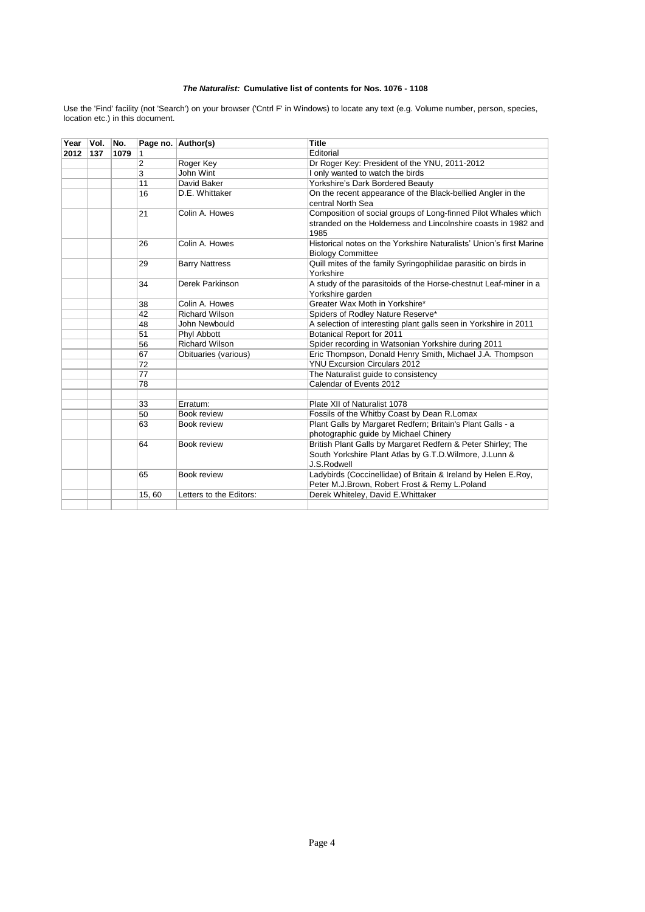### *The Naturalist:* Cumulative list of contents for Nos. 1076 - 1108

Use the 'Find' facility (not 'Search') on your browser ('Cntrl F' in Windows) to locate any text (e.g. Volume number, person, species, location etc.) in this document.

| Year | Vol. | No. | Page no. | Author(s) | Title |
|---|---|---|---|---|---|
| **2012** | **137** | **1079** | 1 | | Editorial |
| | | | 2 | Roger Key | Dr Roger Key: President of the YNU, 2011-2012 |
| | | | 3 | John Wint | I only wanted to watch the birds |
| | | | 11 | David Baker | Yorkshire's Dark Bordered Beauty |
| | | | 16 | D.E. Whittaker | On the recent appearance of the Black-bellied Angler in the central North Sea |
| | | | 21 | Colin A. Howes | Composition of social groups of Long-finned Pilot Whales which stranded on the Holderness and Lincolnshire coasts in 1982 and 1985 |
| | | | 26 | Colin A. Howes | Historical notes on the Yorkshire Naturalists' Union's first Marine Biology Committee |
| | | | 29 | Barry Nattress | Quill mites of the family Syringophilidae parasitic on birds in Yorkshire |
| | | | 34 | Derek Parkinson | A study of the parasitoids of the Horse-chestnut Leaf-miner in a Yorkshire garden |
| | | | 38 | Colin A. Howes | Greater Wax Moth in Yorkshire* |
| | | | 42 | Richard Wilson | Spiders of Rodley Nature Reserve* |
| | | | 48 | John Newbould | A selection of interesting plant galls seen in Yorkshire in 2011 |
| | | | 51 | Phyl Abbott | Botanical Report for 2011 |
| | | | 56 | Richard Wilson | Spider recording in Watsonian Yorkshire during 2011 |
| | | | 67 | Obituaries (various) | Eric Thompson, Donald Henry Smith, Michael J.A. Thompson |
| | | | 72 | | YNU Excursion Circulars 2012 |
| | | | 77 | | The Naturalist guide to consistency |
| | | | 78 | | Calendar of Events 2012 |
| | | | | | |
| | | | 33 | Erratum: | Plate XII of Naturalist 1078 |
| | | | 50 | Book review | Fossils of the Whitby Coast by Dean R.Lomax |
| | | | 63 | Book review | Plant Galls by Margaret Redfern; Britain's Plant Galls - a photographic guide by Michael Chinery |
| | | | 64 | Book review | British Plant Galls by Margaret Redfern & Peter Shirley; The South Yorkshire Plant Atlas by G.T.D.Wilmore, J.Lunn & J.S.Rodwell |
| | | | 65 | Book review | Ladybirds (Coccinellidae) of Britain & Ireland by Helen E.Roy, Peter M.J.Brown, Robert Frost & Remy L.Poland |
| | | | 15, 60 | Letters to the Editors: | Derek Whiteley, David E.Whittaker |
| | | | | | |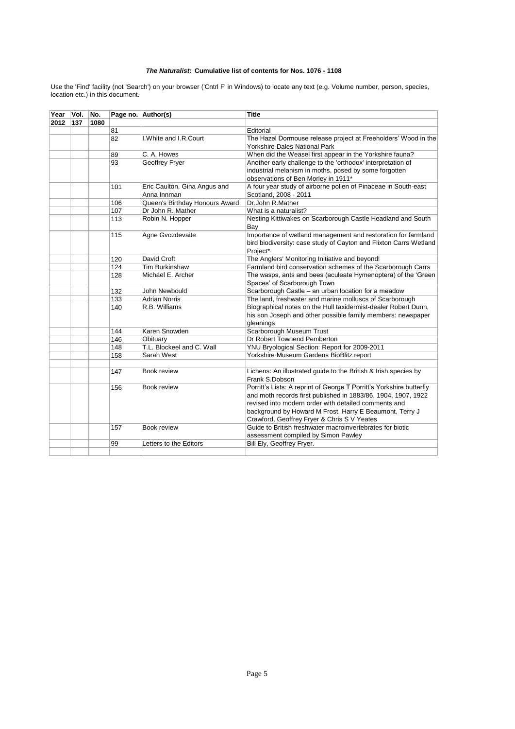***The Naturalist:* Cumulative list of contents for Nos. 1076 - 1108**

Use the 'Find' facility (not 'Search') on your browser ('Cntrl F' in Windows) to locate any text (e.g. Volume number, person, species, location etc.) in this document.

| Year | Vol. | No. | Page no. | Author(s) | Title |
|---|---|---|---|---|---|
| **2012** | **137** | **1080** | | | |
| | | | 81 | | Editorial |
| | | | 82 | I.White and I.R.Court | The Hazel Dormouse release project at Freeholders' Wood in the Yorkshire Dales National Park |
| | | | 89 | C. A. Howes | When did the Weasel first appear in the Yorkshire fauna? |
| | | | 93 | Geoffrey Fryer | Another early challenge to the 'orthodox' interpretation of industrial melanism in moths, posed by some forgotten observations of Ben Morley in 1911* |
| | | | 101 | Eric Caulton, Gina Angus and Anna Innman | A four year study of airborne pollen of Pinaceae in South-east Scotland, 2008 - 2011 |
| | | | 106 | Queen's Birthday Honours Award | Dr.John R.Mather |
| | | | 107 | Dr John R. Mather | What is a naturalist? |
| | | | 113 | Robin N. Hopper | Nesting Kittiwakes on Scarborough Castle Headland and South Bay |
| | | | 115 | Agne Gvozdevaite | Importance of wetland management and restoration for farmland bird biodiversity: case study of Cayton and Flixton Carrs Wetland Project* |
| | | | 120 | David Croft | The Anglers' Monitoring Initiative and beyond! |
| | | | 124 | Tim Burkinshaw | Farmland bird conservation schemes of the Scarborough Carrs |
| | | | 128 | Michael E. Archer | The wasps, ants and bees (aculeate Hymenoptera) of the 'Green Spaces' of Scarborough Town |
| | | | 132 | John Newbould | Scarborough Castle – an urban location for a meadow |
| | | | 133 | Adrian Norris | The land, freshwater and marine molluscs of Scarborough |
| | | | 140 | R.B. Williams | Biographical notes on the Hull taxidermist-dealer Robert Dunn, his son Joseph and other possible family members: newspaper gleanings |
| | | | 144 | Karen Snowden | Scarborough Museum Trust |
| | | | 146 | Obituary | Dr Robert Townend Pemberton |
| | | | 148 | T.L. Blockeel and C. Wall | YNU Bryological Section: Report for 2009-2011 |
| | | | 158 | Sarah West | Yorkshire Museum Gardens BioBlitz report |
| | | | | | |
| | | | 147 | Book review | Lichens: An illustrated guide to the British & Irish species by Frank S.Dobson |
| | | | 156 | Book review | Porritt's Lists: A reprint of George T Porritt's Yorkshire butterfly and moth records first published in 1883/86, 1904, 1907, 1922 revised into modern order with detailed comments and background by Howard M Frost, Harry E Beaumont, Terry J Crawford, Geoffrey Fryer & Chris S V Yeates |
| | | | 157 | Book review | Guide to British freshwater macroinvertebrates for biotic assessment compiled by Simon Pawley |
| | | | 99 | Letters to the Editors | Bill Ely, Geoffrey Fryer. |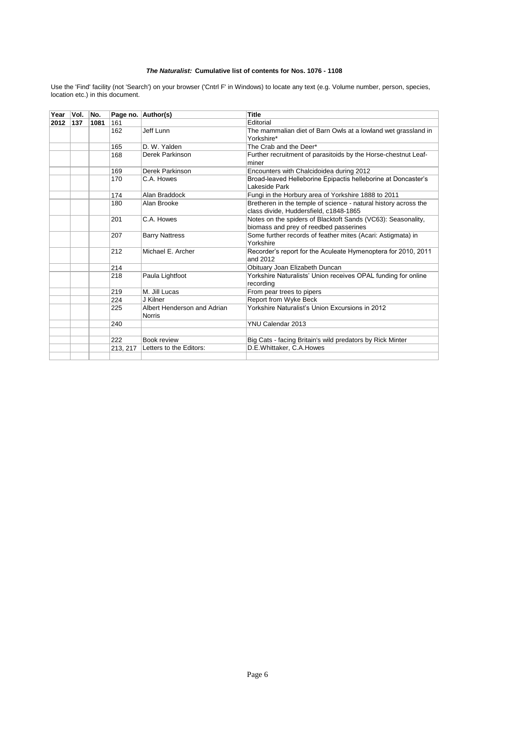***The Naturalist:*** **Cumulative list of contents for Nos. 1076 - 1108**

Use the 'Find' facility (not 'Search') on your browser ('Cntrl F' in Windows) to locate any text (e.g. Volume number, person, species, location etc.) in this document.

| Year | Vol. | No. | Page no. | Author(s) | Title |
|---|---|---|---|---|---|
| **2012** | **137** | **1081** | 161 | | Editorial |
| | | | 162 | Jeff Lunn | The mammalian diet of Barn Owls at a lowland wet grassland in Yorkshire* |
| | | | 165 | D. W. Yalden | The Crab and the Deer* |
| | | | 168 | Derek Parkinson | Further recruitment of parasitoids by the Horse-chestnut Leaf-miner |
| | | | 169 | Derek Parkinson | Encounters with Chalcidoidea during 2012 |
| | | | 170 | C.A. Howes | Broad-leaved Helleborine Epipactis helleborine at Doncaster's Lakeside Park |
| | | | 174 | Alan Braddock | Fungi in the Horbury area of Yorkshire 1888 to 2011 |
| | | | 180 | Alan Brooke | Bretheren in the temple of science - natural history across the class divide, Huddersfield, c1848-1865 |
| | | | 201 | C.A. Howes | Notes on the spiders of Blacktoft Sands (VC63): Seasonality, biomass and prey of reedbed passerines |
| | | | 207 | Barry Nattress | Some further records of feather mites (Acari: Astigmata) in Yorkshire |
| | | | 212 | Michael E. Archer | Recorder's report for the Aculeate Hymenoptera for 2010, 2011 and 2012 |
| | | | 214 | | Obituary Joan Elizabeth Duncan |
| | | | 218 | Paula Lightfoot | Yorkshire Naturalists' Union receives OPAL funding for online recording |
| | | | 219 | M. Jill Lucas | From pear trees to pipers |
| | | | 224 | J Kilner | Report from Wyke Beck |
| | | | 225 | Albert Henderson and Adrian Norris | Yorkshire Naturalist's Union Excursions in 2012 |
| | | | 240 | | YNU Calendar 2013 |
| | | | | | |
| | | | 222 | Book review | Big Cats - facing Britain's wild predators by Rick Minter |
| | | | 213, 217 | Letters to the Editors: | D.E.Whittaker, C.A.Howes |
| | | | | | |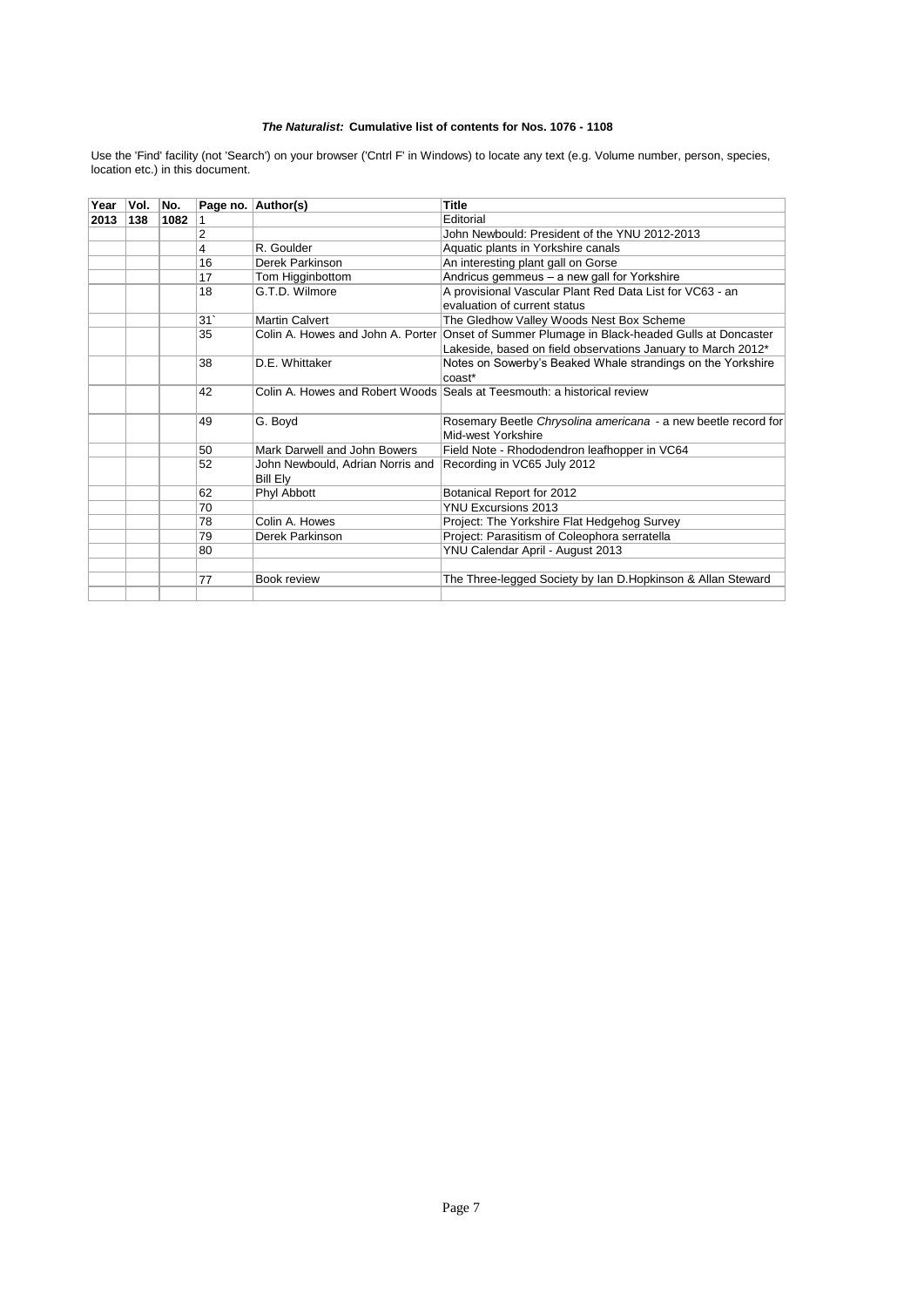***The Naturalist:*** **Cumulative list of contents for Nos. 1076 - 1108**

Use the 'Find' facility (not 'Search') on your browser ('Cntrl F' in Windows) to locate any text (e.g. Volume number, person, species, location etc.) in this document.

| Year | Vol. | No. | Page no. | Author(s) | Title |
|---|---|---|---|---|---|
| **2013** | **138** | **1082** | 1 | | Editorial |
| | | | 2 | | John Newbould: President of the YNU 2012-2013 |
| | | | 4 | R. Goulder | Aquatic plants in Yorkshire canals |
| | | | 16 | Derek Parkinson | An interesting plant gall on Gorse |
| | | | 17 | Tom Higginbottom | Andricus gemmeus – a new gall for Yorkshire |
| | | | 18 | G.T.D. Wilmore | A provisional Vascular Plant Red Data List for VC63 - an evaluation of current status |
| | | | 31` | Martin Calvert | The Gledhow Valley Woods Nest Box Scheme |
| | | | 35 | Colin A. Howes and John A. Porter | Onset of Summer Plumage in Black-headed Gulls at Doncaster Lakeside, based on field observations January to March 2012* |
| | | | 38 | D.E. Whittaker | Notes on Sowerby's Beaked Whale strandings on the Yorkshire coast* |
| | | | 42 | Colin A. Howes and Robert Woods | Seals at Teesmouth: a historical review |
| | | | 49 | G. Boyd | Rosemary Beetle *Chrysolina americana* - a new beetle record for Mid-west Yorkshire |
| | | | 50 | Mark Darwell and John Bowers | Field Note - Rhododendron leafhopper in VC64 |
| | | | 52 | John Newbould, Adrian Norris and Bill Ely | Recording in VC65 July 2012 |
| | | | 62 | Phyl Abbott | Botanical Report for 2012 |
| | | | 70 | | YNU Excursions 2013 |
| | | | 78 | Colin A. Howes | Project: The Yorkshire Flat Hedgehog Survey |
| | | | 79 | Derek Parkinson | Project: Parasitism of Coleophora serratella |
| | | | 80 | | YNU Calendar April - August 2013 |
| | | | | | |
| | | | 77 | Book review | The Three-legged Society by Ian D.Hopkinson & Allan Steward |
| | | | | | |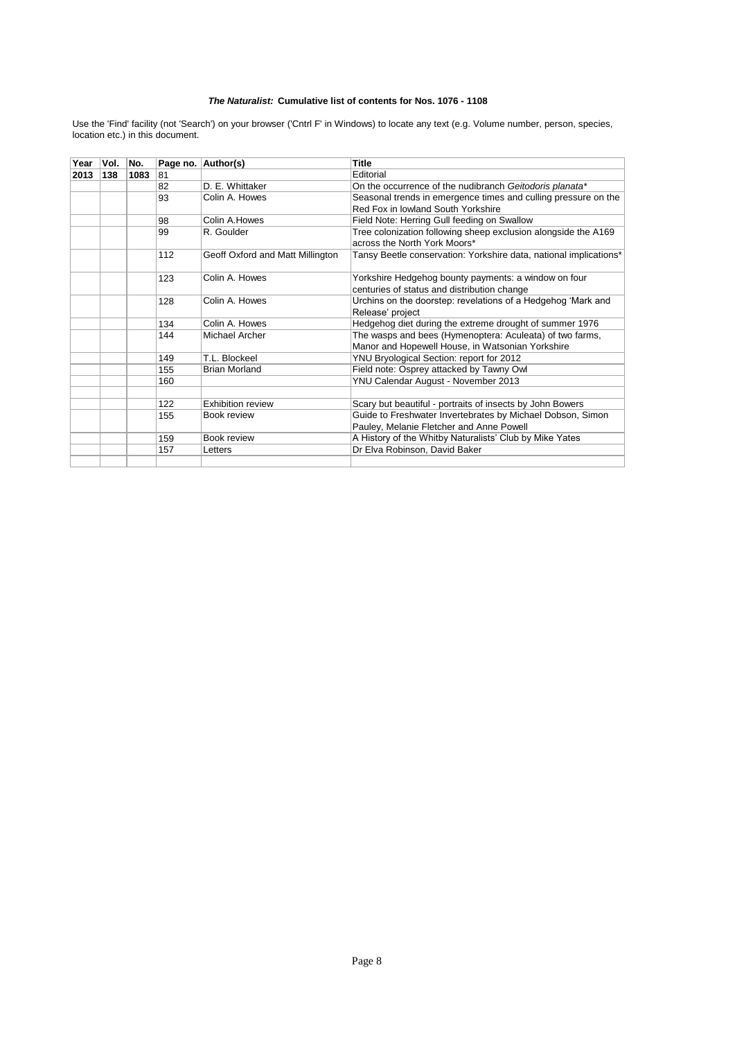***The Naturalist:*** **Cumulative list of contents for Nos. 1076 - 1108**

Use the 'Find' facility (not 'Search') on your browser ('Cntrl F' in Windows) to locate any text (e.g. Volume number, person, species, location etc.) in this document.

| Year | Vol. | No. | Page no. | Author(s) | Title |
|---|---|---|---|---|---|
| **2013** | **138** | **1083** | 81 | | Editorial |
| | | | 82 | D. E. Whittaker | On the occurrence of the nudibranch *Geitodoris planata** |
| | | | 93 | Colin A. Howes | Seasonal trends in emergence times and culling pressure on the Red Fox in lowland South Yorkshire |
| | | | 98 | Colin A.Howes | Field Note: Herring Gull feeding on Swallow |
| | | | 99 | R. Goulder | Tree colonization following sheep exclusion alongside the A169 across the North York Moors* |
| | | | 112 | Geoff Oxford and Matt Millington | Tansy Beetle conservation: Yorkshire data, national implications* |
| | | | 123 | Colin A. Howes | Yorkshire Hedgehog bounty payments: a window on four centuries of status and distribution change |
| | | | 128 | Colin A. Howes | Urchins on the doorstep: revelations of a Hedgehog 'Mark and Release' project |
| | | | 134 | Colin A. Howes | Hedgehog diet during the extreme drought of summer 1976 |
| | | | 144 | Michael Archer | The wasps and bees (Hymenoptera: Aculeata) of two farms, Manor and Hopewell House, in Watsonian Yorkshire |
| | | | 149 | T.L. Blockeel | YNU Bryological Section: report for 2012 |
| | | | 155 | Brian Morland | Field note: Osprey attacked by Tawny Owl |
| | | | 160 | | YNU Calendar August - November 2013 |
| | | | | | |
| | | | 122 | Exhibition review | Scary but beautiful - portraits of insects by John Bowers |
| | | | 155 | Book review | Guide to Freshwater Invertebrates by Michael Dobson, Simon Pauley, Melanie Fletcher and Anne Powell |
| | | | 159 | Book review | A History of the Whitby Naturalists' Club by Mike Yates |
| | | | 157 | Letters | Dr Elva Robinson, David Baker |
| | | | | | |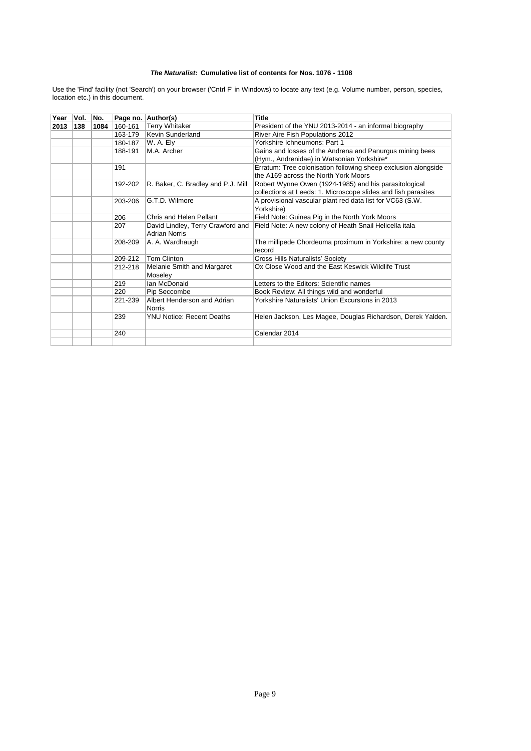***The Naturalist:* Cumulative list of contents for Nos. 1076 - 1108**

Use the 'Find' facility (not 'Search') on your browser ('Cntrl F' in Windows) to locate any text (e.g. Volume number, person, species, location etc.) in this document.

| Year | Vol. | No. | Page no. | Author(s) | Title |
|---|---|---|---|---|---|
| **2013** | **138** | **1084** | 160-161 | Terry Whitaker | President of the YNU 2013-2014 - an informal biography |
| | | | 163-179 | Kevin Sunderland | River Aire Fish Populations 2012 |
| | | | 180-187 | W. A. Ely | Yorkshire Ichneumons: Part 1 |
| | | | 188-191 | M.A. Archer | Gains and losses of the Andrena and Panurgus mining bees (Hym., Andrenidae) in Watsonian Yorkshire* |
| | | | 191 | | Erratum: Tree colonisation following sheep exclusion alongside the A169 across the North York Moors |
| | | | 192-202 | R. Baker, C. Bradley and P.J. Mill | Robert Wynne Owen (1924-1985) and his parasitological collections at Leeds: 1. Microscope slides and fish parasites |
| | | | 203-206 | G.T.D. Wilmore | A provisional vascular plant red data list for VC63 (S.W. Yorkshire) |
| | | | 206 | Chris and Helen Pellant | Field Note: Guinea Pig in the North York Moors |
| | | | 207 | David Lindley, Terry Crawford and Adrian Norris | Field Note: A new colony of Heath Snail Helicella itala |
| | | | 208-209 | A. A. Wardhaugh | The millipede Chordeuma proximum in Yorkshire: a new county record |
| | | | 209-212 | Tom Clinton | Cross Hills Naturalists' Society |
| | | | 212-218 | Melanie Smith and Margaret Moseley | Ox Close Wood and the East Keswick Wildlife Trust |
| | | | 219 | Ian McDonald | Letters to the Editors: Scientific names |
| | | | 220 | Pip Seccombe | Book Review: All things wild and wonderful |
| | | | 221-239 | Albert Henderson and Adrian Norris | Yorkshire Naturalists' Union Excursions in 2013 |
| | | | 239 | YNU Notice: Recent Deaths | Helen Jackson, Les Magee, Douglas Richardson, Derek Yalden. |
| | | | 240 | | Calendar 2014 |
| | | | | | |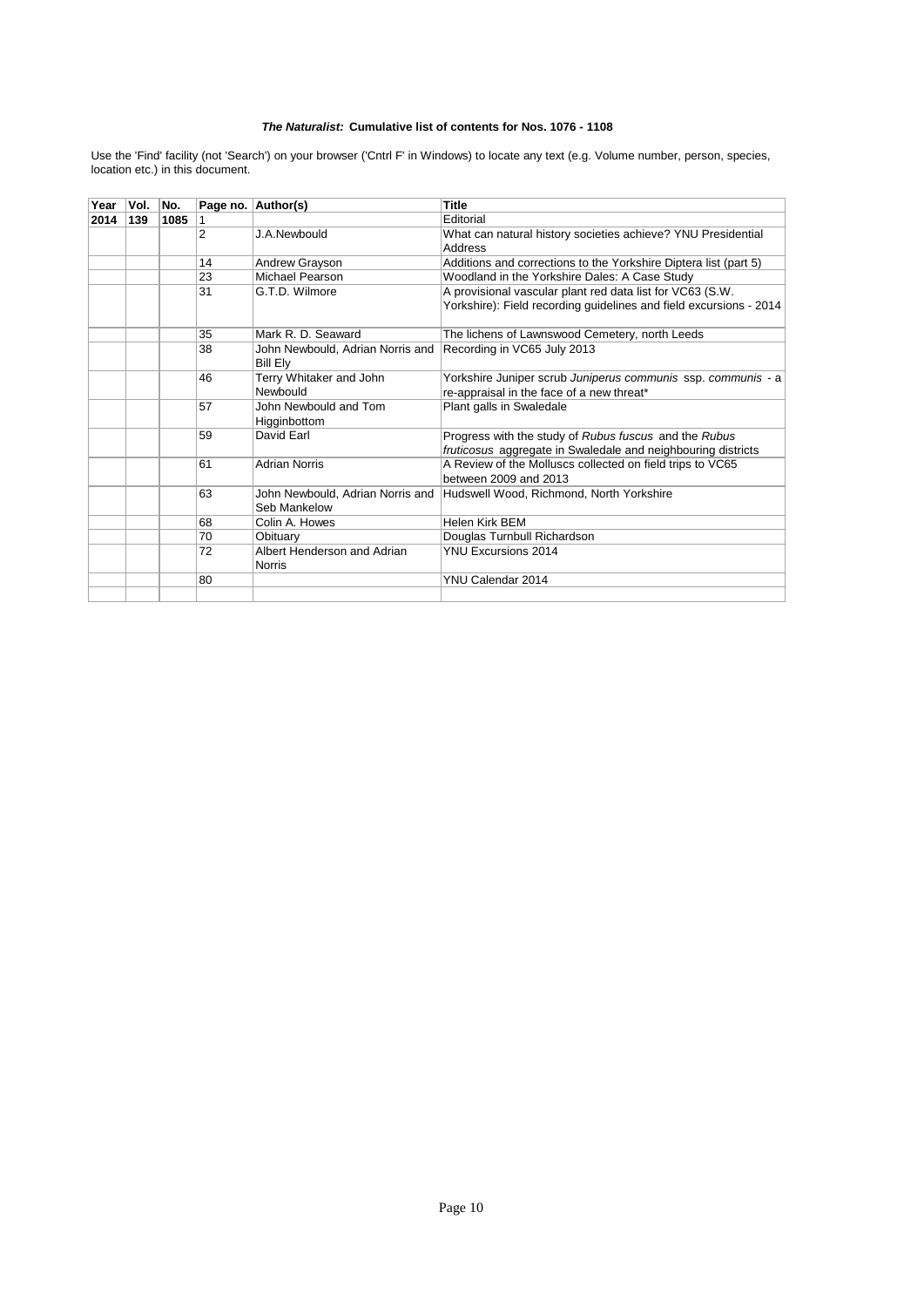***The Naturalist:* Cumulative list of contents for Nos. 1076 - 1108**

Use the 'Find' facility (not 'Search') on your browser ('Cntrl F' in Windows) to locate any text (e.g. Volume number, person, species, location etc.) in this document.

| Year | Vol. | No. | Page no. | Author(s) | Title |
|---|---|---|---|---|---|
| **2014** | **139** | **1085** | 1 | | Editorial |
| | | | 2 | J.A.Newbould | What can natural history societies achieve? YNU Presidential Address |
| | | | 14 | Andrew Grayson | Additions and corrections to the Yorkshire Diptera list (part 5) |
| | | | 23 | Michael Pearson | Woodland in the Yorkshire Dales: A Case Study |
| | | | 31 | G.T.D. Wilmore | A provisional vascular plant red data list for VC63 (S.W. Yorkshire): Field recording guidelines and field excursions - 2014 |
| | | | 35 | Mark R. D. Seaward | The lichens of Lawnswood Cemetery, north Leeds |
| | | | 38 | John Newbould, Adrian Norris and Bill Ely | Recording in VC65 July 2013 |
| | | | 46 | Terry Whitaker and John Newbould | Yorkshire Juniper scrub *Juniperus communis* ssp. *communis* - a re-appraisal in the face of a new threat* |
| | | | 57 | John Newbould and Tom Higginbottom | Plant galls in Swaledale |
| | | | 59 | David Earl | Progress with the study of *Rubus fuscus* and the *Rubus fruticosus* aggregate in Swaledale and neighbouring districts |
| | | | 61 | Adrian Norris | A Review of the Molluscs collected on field trips to VC65 between 2009 and 2013 |
| | | | 63 | John Newbould, Adrian Norris and Seb Mankelow | Hudswell Wood, Richmond, North Yorkshire |
| | | | 68 | Colin A. Howes | Helen Kirk BEM |
| | | | 70 | Obituary | Douglas Turnbull Richardson |
| | | | 72 | Albert Henderson and Adrian Norris | YNU Excursions 2014 |
| | | | 80 | | YNU Calendar 2014 |
| | | | | | |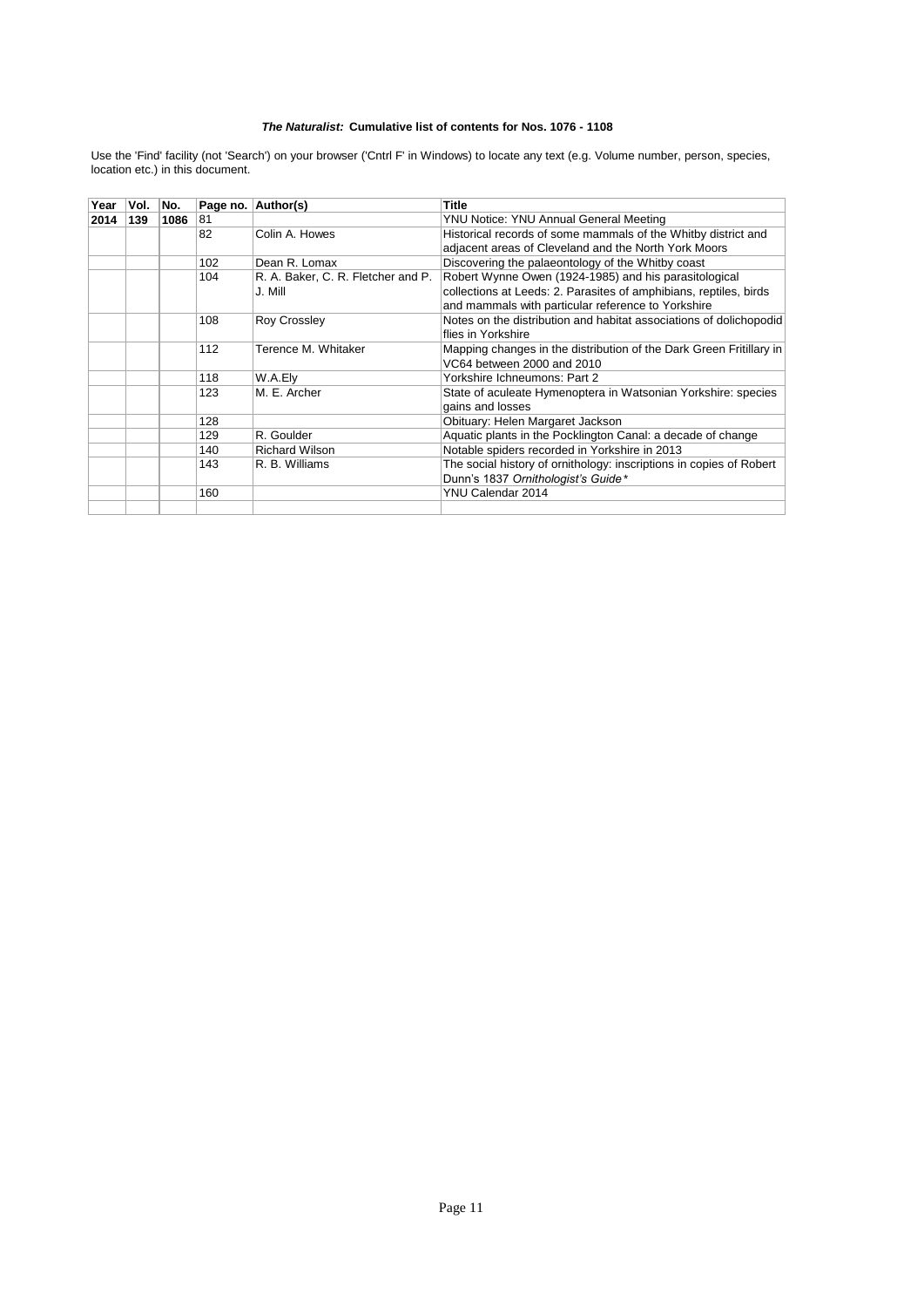***The Naturalist:* Cumulative list of contents for Nos. 1076 - 1108**

Use the 'Find' facility (not 'Search') on your browser ('Cntrl F' in Windows) to locate any text (e.g. Volume number, person, species, location etc.) in this document.

| Year | Vol. | No. | Page no. | Author(s) | Title |
|---|---|---|---|---|---|
| **2014** | **139** | **1086** | 81 | | YNU Notice: YNU Annual General Meeting |
| | | | 82 | Colin A. Howes | Historical records of some mammals of the Whitby district and adjacent areas of Cleveland and the North York Moors |
| | | | 102 | Dean R. Lomax | Discovering the palaeontology of the Whitby coast |
| | | | 104 | R. A. Baker, C. R. Fletcher and P. J. Mill | Robert Wynne Owen (1924-1985) and his parasitological collections at Leeds: 2. Parasites of amphibians, reptiles, birds and mammals with particular reference to Yorkshire |
| | | | 108 | Roy Crossley | Notes on the distribution and habitat associations of dolichopodid flies in Yorkshire |
| | | | 112 | Terence M. Whitaker | Mapping changes in the distribution of the Dark Green Fritillary in VC64 between 2000 and 2010 |
| | | | 118 | W.A.Ely | Yorkshire Ichneumons: Part 2 |
| | | | 123 | M. E. Archer | State of aculeate Hymenoptera in Watsonian Yorkshire: species gains and losses |
| | | | 128 | | Obituary: Helen Margaret Jackson |
| | | | 129 | R. Goulder | Aquatic plants in the Pocklington Canal: a decade of change |
| | | | 140 | Richard Wilson | Notable spiders recorded in Yorkshire in 2013 |
| | | | 143 | R. B. Williams | The social history of ornithology: inscriptions in copies of Robert Dunn's 1837 *Ornithologist's Guide** |
| | | | 160 | | YNU Calendar 2014 |
| | | | | | |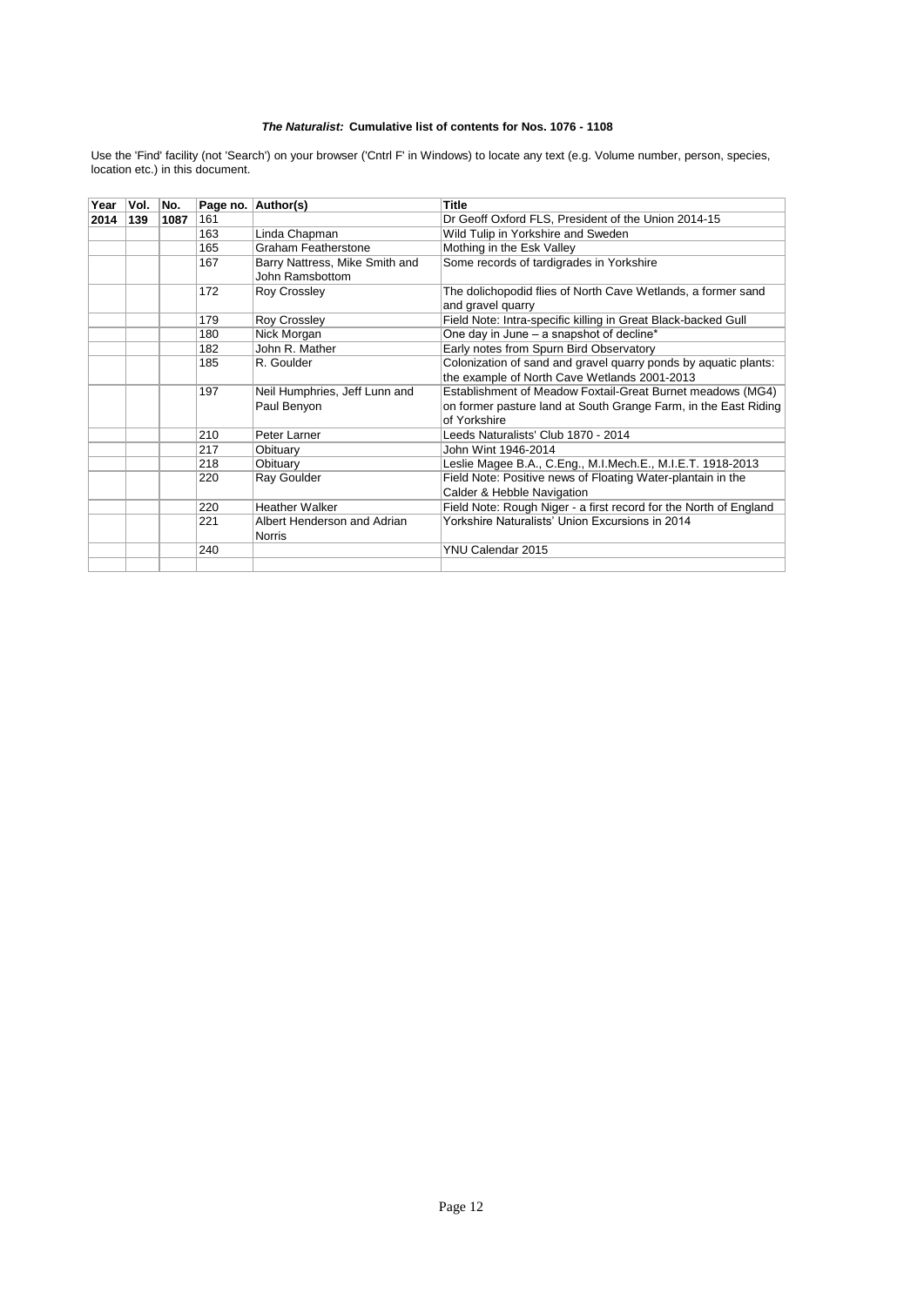***The Naturalist:* Cumulative list of contents for Nos. 1076 - 1108**

Use the 'Find' facility (not 'Search') on your browser ('Cntrl F' in Windows) to locate any text (e.g. Volume number, person, species, location etc.) in this document.

| Year | Vol. | No. | Page no. | Author(s) | Title |
|---|---|---|---|---|---|
| **2014** | **139** | **1087** | 161 | | Dr Geoff Oxford FLS, President of the Union 2014-15 |
| | | | 163 | Linda Chapman | Wild Tulip in Yorkshire and Sweden |
| | | | 165 | Graham Featherstone | Mothing in the Esk Valley |
| | | | 167 | Barry Nattress, Mike Smith and John Ramsbottom | Some records of tardigrades in Yorkshire |
| | | | 172 | Roy Crossley | The dolichopodid flies of North Cave Wetlands, a former sand and gravel quarry |
| | | | 179 | Roy Crossley | Field Note: Intra-specific killing in Great Black-backed Gull |
| | | | 180 | Nick Morgan | One day in June – a snapshot of decline* |
| | | | 182 | John R. Mather | Early notes from Spurn Bird Observatory |
| | | | 185 | R. Goulder | Colonization of sand and gravel quarry ponds by aquatic plants: the example of North Cave Wetlands 2001-2013 |
| | | | 197 | Neil Humphries, Jeff Lunn and Paul Benyon | Establishment of Meadow Foxtail-Great Burnet meadows (MG4) on former pasture land at South Grange Farm, in the East Riding of Yorkshire |
| | | | 210 | Peter Larner | Leeds Naturalists' Club 1870 - 2014 |
| | | | 217 | Obituary | John Wint 1946-2014 |
| | | | 218 | Obituary | Leslie Magee B.A., C.Eng., M.I.Mech.E., M.I.E.T. 1918-2013 |
| | | | 220 | Ray Goulder | Field Note: Positive news of Floating Water-plantain in the Calder & Hebble Navigation |
| | | | 220 | Heather Walker | Field Note: Rough Niger - a first record for the North of England |
| | | | 221 | Albert Henderson and Adrian Norris | Yorkshire Naturalists' Union Excursions in 2014 |
| | | | 240 | | YNU Calendar 2015 |
| | | | | | |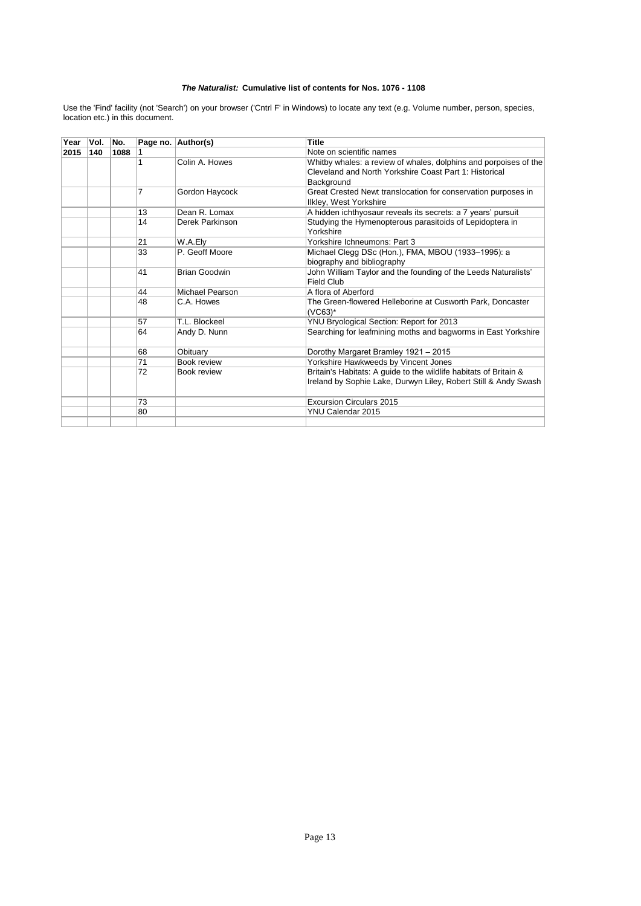***The Naturalist:* Cumulative list of contents for Nos. 1076 - 1108**

Use the 'Find' facility (not 'Search') on your browser ('Cntrl F' in Windows) to locate any text (e.g. Volume number, person, species, location etc.) in this document.

| Year | Vol. | No. | Page no. | Author(s) | Title |
|---|---|---|---|---|---|
| **2015** | **140** | **1088** | 1 | | Note on scientific names |
| | | | 1 | Colin A. Howes | Whitby whales: a review of whales, dolphins and porpoises of the Cleveland and North Yorkshire Coast Part 1: Historical Background |
| | | | 7 | Gordon Haycock | Great Crested Newt translocation for conservation purposes in Ilkley, West Yorkshire |
| | | | 13 | Dean R. Lomax | A hidden ichthyosaur reveals its secrets: a 7 years' pursuit |
| | | | 14 | Derek Parkinson | Studying the Hymenopterous parasitoids of Lepidoptera in Yorkshire |
| | | | 21 | W.A.Ely | Yorkshire Ichneumons: Part 3 |
| | | | 33 | P. Geoff Moore | Michael Clegg DSc (Hon.), FMA, MBOU (1933–1995): a biography and bibliography |
| | | | 41 | Brian Goodwin | John William Taylor and the founding of the Leeds Naturalists' Field Club |
| | | | 44 | Michael Pearson | A flora of Aberford |
| | | | 48 | C.A. Howes | The Green-flowered Helleborine at Cusworth Park, Doncaster (VC63)* |
| | | | 57 | T.L. Blockeel | YNU Bryological Section: Report for 2013 |
| | | | 64 | Andy D. Nunn | Searching for leafmining moths and bagworms in East Yorkshire |
| | | | 68 | Obituary | Dorothy Margaret Bramley 1921 – 2015 |
| | | | 71 | Book review | Yorkshire Hawkweeds by Vincent Jones |
| | | | 72 | Book review | Britain's Habitats: A guide to the wildlife habitats of Britain & Ireland by Sophie Lake, Durwyn Liley, Robert Still & Andy Swash |
| | | | 73 | | Excursion Circulars 2015 |
| | | | 80 | | YNU Calendar 2015 |
| | | | | | |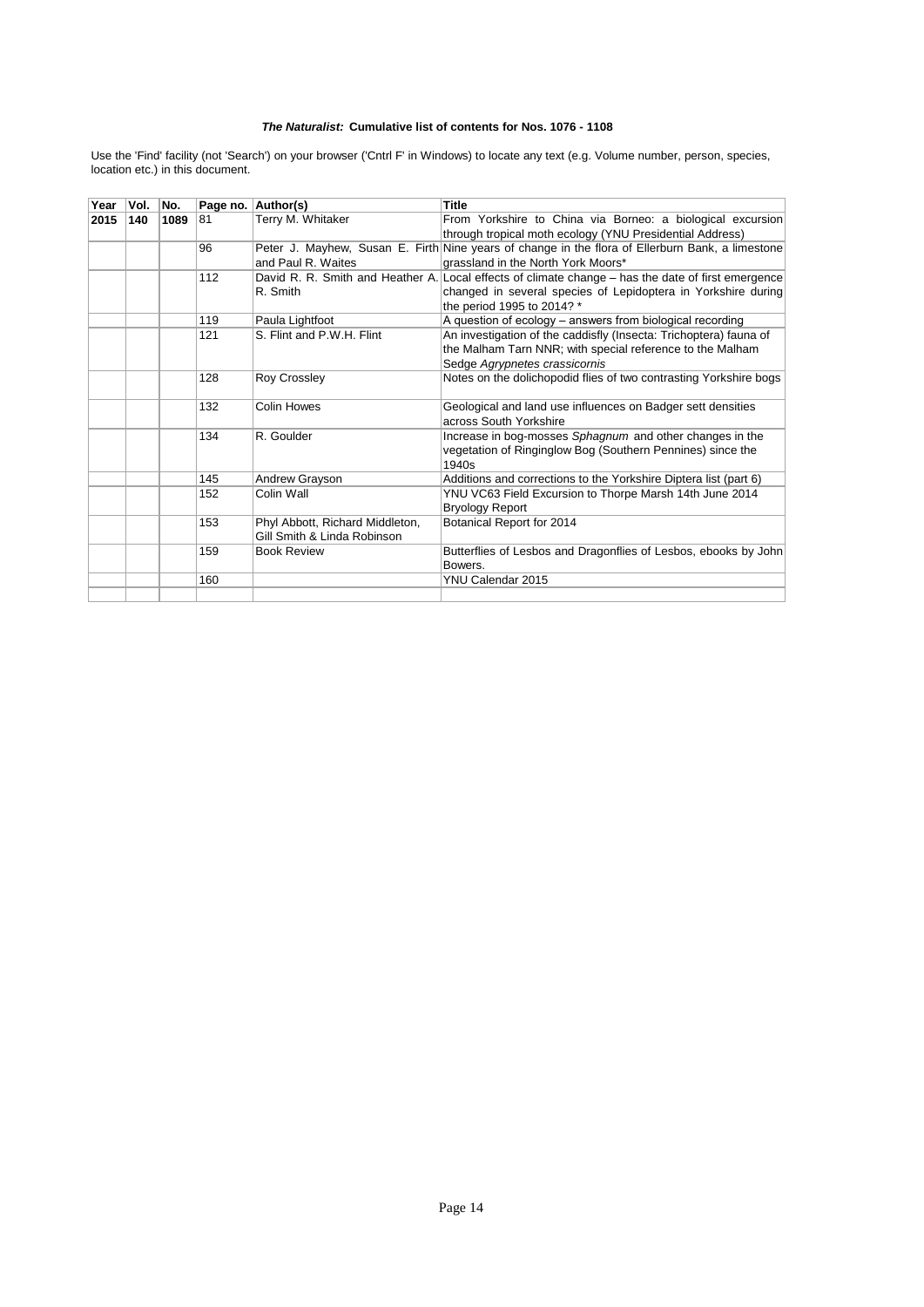***The Naturalist:* Cumulative list of contents for Nos. 1076 - 1108**

Use the 'Find' facility (not 'Search') on your browser ('Cntrl F' in Windows) to locate any text (e.g. Volume number, person, species, location etc.) in this document.

| Year | Vol. | No. | Page no. | Author(s) | Title |
|---|---|---|---|---|---|
| **2015** | **140** | **1089** | 81 | Terry M. Whitaker | From Yorkshire to China via Borneo: a biological excursion through tropical moth ecology (YNU Presidential Address) |
| | | | 96 | Peter J. Mayhew, Susan E. Firth and Paul R. Waites | Nine years of change in the flora of Ellerburn Bank, a limestone grassland in the North York Moors* |
| | | | 112 | David R. R. Smith and Heather A. R. Smith | Local effects of climate change – has the date of first emergence changed in several species of Lepidoptera in Yorkshire during the period 1995 to 2014? * |
| | | | 119 | Paula Lightfoot | A question of ecology – answers from biological recording |
| | | | 121 | S. Flint and P.W.H. Flint | An investigation of the caddisfly (Insecta: Trichoptera) fauna of the Malham Tarn NNR; with special reference to the Malham Sedge *Agrypnetes crassicornis* |
| | | | 128 | Roy Crossley | Notes on the dolichopodid flies of two contrasting Yorkshire bogs |
| | | | 132 | Colin Howes | Geological and land use influences on Badger sett densities across South Yorkshire |
| | | | 134 | R. Goulder | Increase in bog-mosses *Sphagnum* and other changes in the vegetation of Ringinglow Bog (Southern Pennines) since the 1940s |
| | | | 145 | Andrew Grayson | Additions and corrections to the Yorkshire Diptera list (part 6) |
| | | | 152 | Colin Wall | YNU VC63 Field Excursion to Thorpe Marsh 14th June 2014 Bryology Report |
| | | | 153 | Phyl Abbott, Richard Middleton, Gill Smith & Linda Robinson | Botanical Report for 2014 |
| | | | 159 | Book Review | Butterflies of Lesbos and Dragonflies of Lesbos, ebooks by John Bowers. |
| | | | 160 | | YNU Calendar 2015 |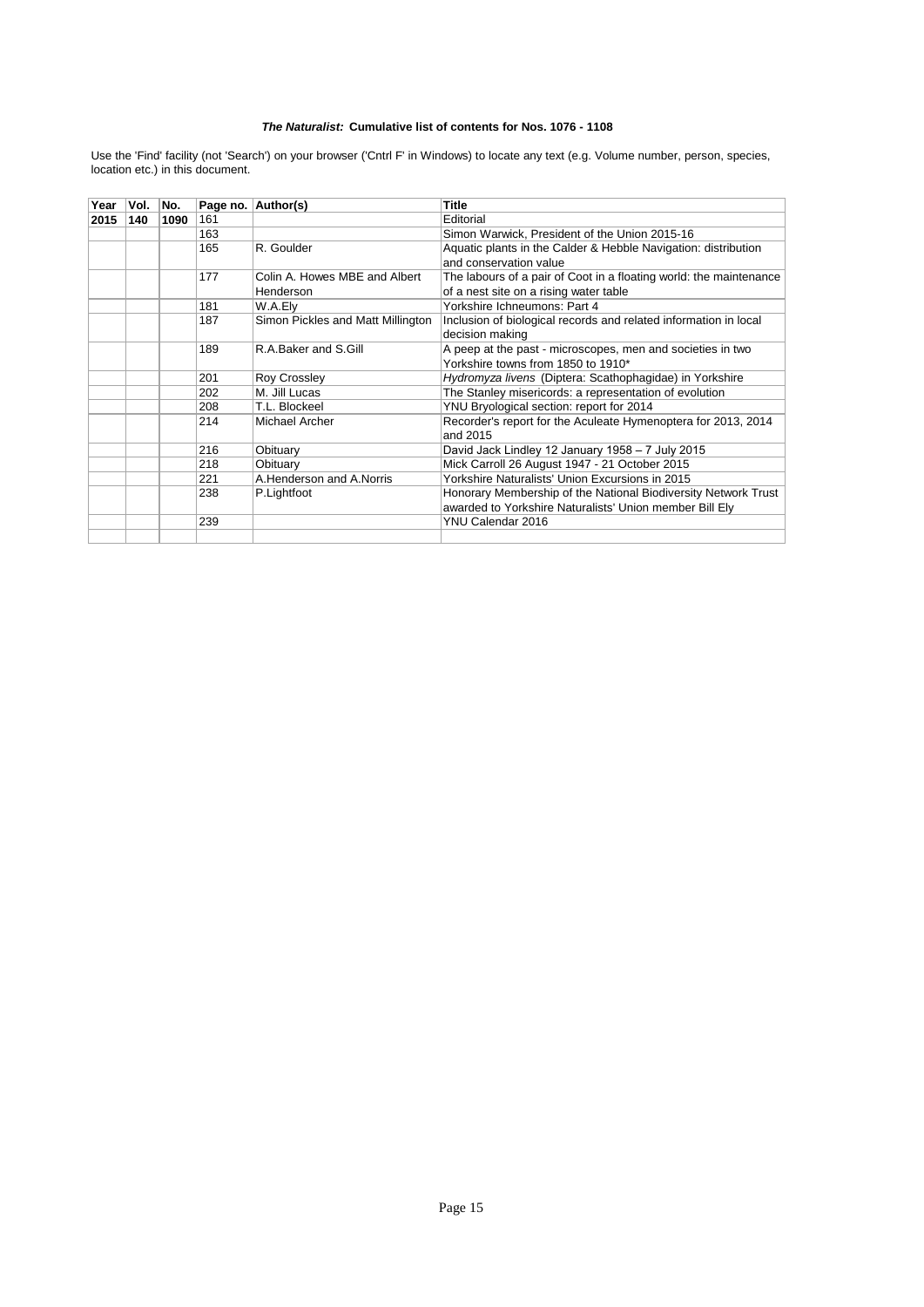***The Naturalist:*** **Cumulative list of contents for Nos. 1076 - 1108**

Use the 'Find' facility (not 'Search') on your browser ('Cntrl F' in Windows) to locate any text (e.g. Volume number, person, species, location etc.) in this document.

| Year | Vol. | No. | Page no. | Author(s) | Title |
|---|---|---|---|---|---|
| **2015** | **140** | **1090** | 161 | | Editorial |
| | | | 163 | | Simon Warwick, President of the Union 2015-16 |
| | | | 165 | R. Goulder | Aquatic plants in the Calder & Hebble Navigation: distribution and conservation value |
| | | | 177 | Colin A. Howes MBE and Albert Henderson | The labours of a pair of Coot in a floating world: the maintenance of a nest site on a rising water table |
| | | | 181 | W.A.Ely | Yorkshire Ichneumons: Part 4 |
| | | | 187 | Simon Pickles and Matt Millington | Inclusion of biological records and related information in local decision making |
| | | | 189 | R.A.Baker and S.Gill | A peep at the past - microscopes, men and societies in two Yorkshire towns from 1850 to 1910* |
| | | | 201 | Roy Crossley | *Hydromyza livens* (Diptera: Scathophagidae) in Yorkshire |
| | | | 202 | M. Jill Lucas | The Stanley misericords: a representation of evolution |
| | | | 208 | T.L. Blockeel | YNU Bryological section: report for 2014 |
| | | | 214 | Michael Archer | Recorder's report for the Aculeate Hymenoptera for 2013, 2014 and 2015 |
| | | | 216 | Obituary | David Jack Lindley 12 January 1958 – 7 July 2015 |
| | | | 218 | Obituary | Mick Carroll 26 August 1947 - 21 October 2015 |
| | | | 221 | A.Henderson and A.Norris | Yorkshire Naturalists' Union Excursions in 2015 |
| | | | 238 | P.Lightfoot | Honorary Membership of the National Biodiversity Network Trust awarded to Yorkshire Naturalists' Union member Bill Ely |
| | | | 239 | | YNU Calendar 2016 |
| | | | | | |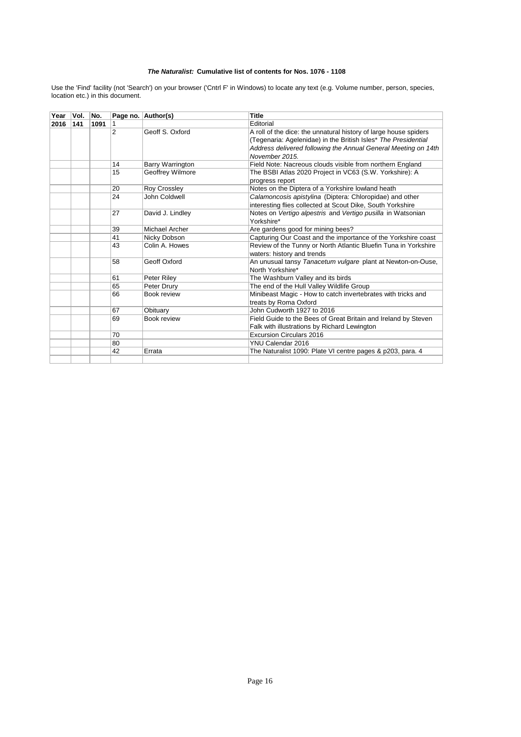***The Naturalist:*** **Cumulative list of contents for Nos. 1076 - 1108**

Use the 'Find' facility (not 'Search') on your browser ('Cntrl F' in Windows) to locate any text (e.g. Volume number, person, species, location etc.) in this document.

| Year | Vol. | No. | Page no. | Author(s) | Title |
|---|---|---|---|---|---|
| **2016** | **141** | **1091** | 1 | | Editorial |
| | | | 2 | Geoff S. Oxford | A roll of the dice: the unnatural history of large house spiders (Tegenaria: Agelenidae) in the British Isles* *The Presidential Address delivered following the Annual General Meeting on 14th November 2015.* |
| | | | 14 | Barry Warrington | Field Note: Nacreous clouds visible from northern England |
| | | | 15 | Geoffrey Wilmore | The BSBI Atlas 2020 Project in VC63 (S.W. Yorkshire): A progress report |
| | | | 20 | Roy Crossley | Notes on the Diptera of a Yorkshire lowland heath |
| | | | 24 | John Coldwell | *Calamoncosis apistylina* (Diptera: Chloropidae) and other interesting flies collected at Scout Dike, South Yorkshire |
| | | | 27 | David J. Lindley | Notes on *Vertigo alpestris* and *Vertigo pusilla* in Watsonian Yorkshire* |
| | | | 39 | Michael Archer | Are gardens good for mining bees? |
| | | | 41 | Nicky Dobson | Capturing Our Coast and the importance of the Yorkshire coast |
| | | | 43 | Colin A. Howes | Review of the Tunny or North Atlantic Bluefin Tuna in Yorkshire waters: history and trends |
| | | | 58 | Geoff Oxford | An unusual tansy *Tanacetum vulgare* plant at Newton-on-Ouse, North Yorkshire* |
| | | | 61 | Peter Riley | The Washburn Valley and its birds |
| | | | 65 | Peter Drury | The end of the Hull Valley Wildlife Group |
| | | | 66 | Book review | Minibeast Magic - How to catch invertebrates with tricks and treats by Roma Oxford |
| | | | 67 | Obituary | John Cudworth 1927 to 2016 |
| | | | 69 | Book review | Field Guide to the Bees of Great Britain and Ireland by Steven Falk with illustrations by Richard Lewington |
| | | | 70 | | Excursion Circulars 2016 |
| | | | 80 | | YNU Calendar 2016 |
| | | | 42 | Errata | The Naturalist 1090: Plate VI centre pages & p203, para. 4 |
| | | | | | |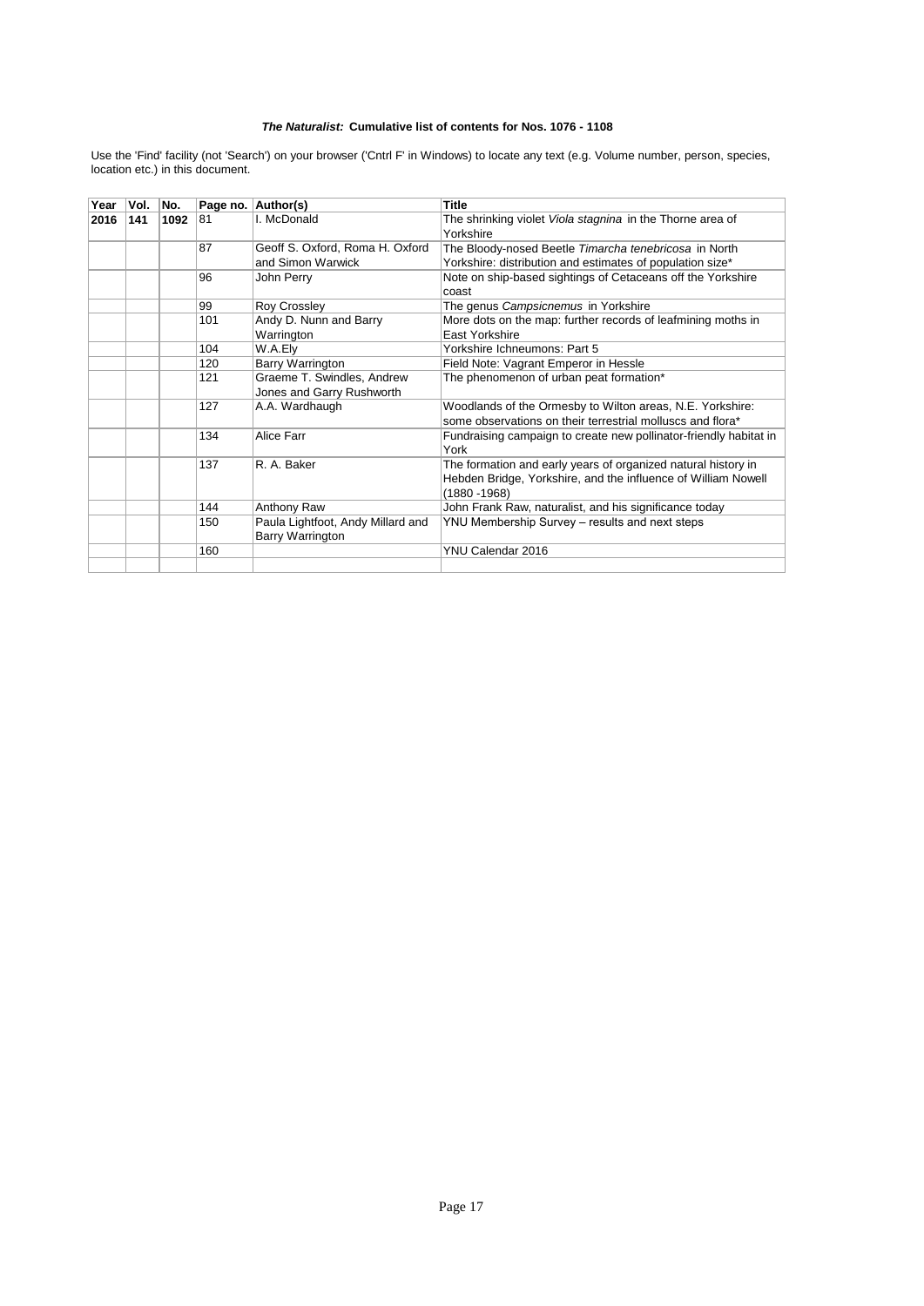***The Naturalist:* Cumulative list of contents for Nos. 1076 - 1108**

Use the 'Find' facility (not 'Search') on your browser ('Cntrl F' in Windows) to locate any text (e.g. Volume number, person, species, location etc.) in this document.

| Year | Vol. | No. | Page no. | Author(s) | Title |
|---|---|---|---|---|---|
| **2016** | **141** | **1092** | 81 | I. McDonald | The shrinking violet *Viola stagnina* in the Thorne area of Yorkshire |
| | | | 87 | Geoff S. Oxford, Roma H. Oxford and Simon Warwick | The Bloody-nosed Beetle *Timarcha tenebricosa* in North Yorkshire: distribution and estimates of population size* |
| | | | 96 | John Perry | Note on ship-based sightings of Cetaceans off the Yorkshire coast |
| | | | 99 | Roy Crossley | The genus *Campsicnemus* in Yorkshire |
| | | | 101 | Andy D. Nunn and Barry Warrington | More dots on the map: further records of leafmining moths in East Yorkshire |
| | | | 104 | W.A.Ely | Yorkshire Ichneumons: Part 5 |
| | | | 120 | Barry Warrington | Field Note: Vagrant Emperor in Hessle |
| | | | 121 | Graeme T. Swindles, Andrew Jones and Garry Rushworth | The phenomenon of urban peat formation* |
| | | | 127 | A.A. Wardhaugh | Woodlands of the Ormesby to Wilton areas, N.E. Yorkshire: some observations on their terrestrial molluscs and flora* |
| | | | 134 | Alice Farr | Fundraising campaign to create new pollinator-friendly habitat in York |
| | | | 137 | R. A. Baker | The formation and early years of organized natural history in Hebden Bridge, Yorkshire, and the influence of William Nowell (1880 -1968) |
| | | | 144 | Anthony Raw | John Frank Raw, naturalist, and his significance today |
| | | | 150 | Paula Lightfoot, Andy Millard and Barry Warrington | YNU Membership Survey – results and next steps |
| | | | 160 | | YNU Calendar 2016 |
| | | | | | |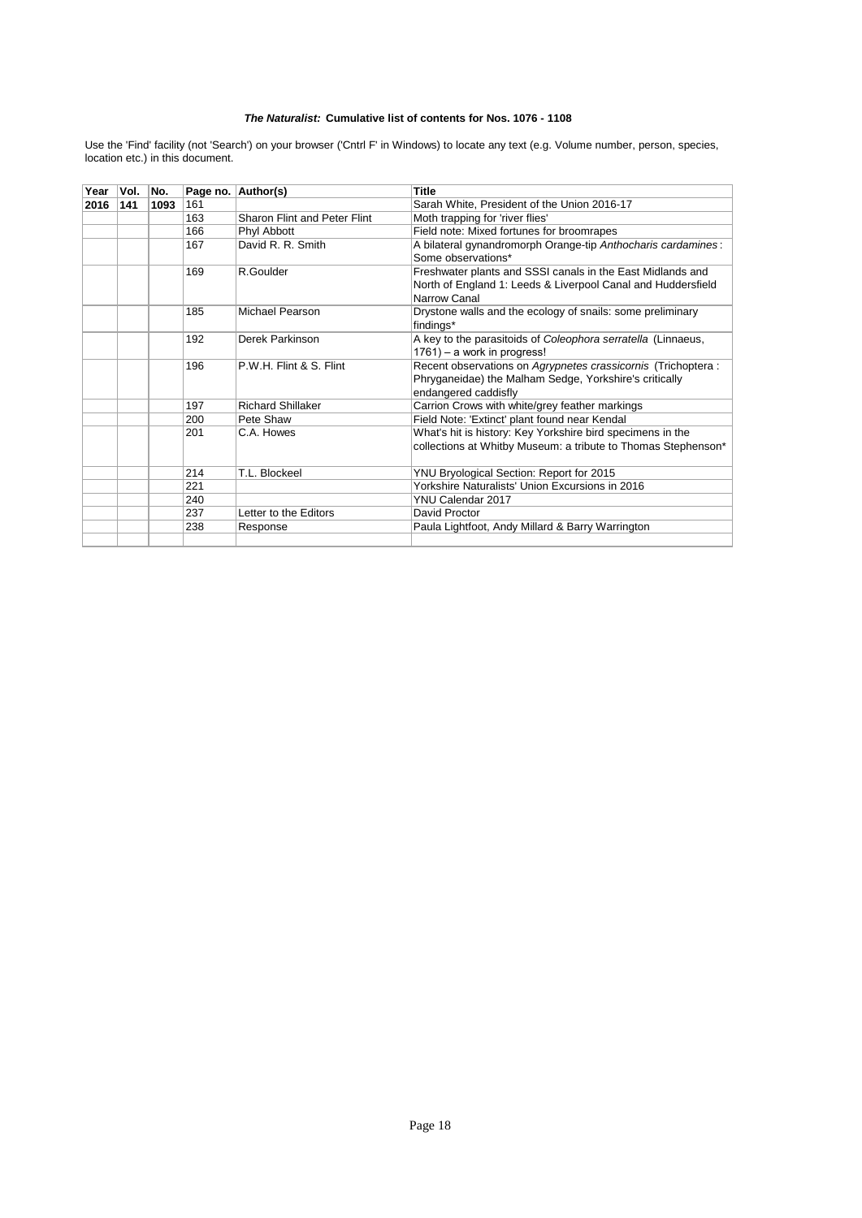**_The Naturalist:_ Cumulative list of contents for Nos. 1076 - 1108**

Use the 'Find' facility (not 'Search') on your browser ('Cntrl F' in Windows) to locate any text (e.g. Volume number, person, species, location etc.) in this document.

| Year | Vol. | No. | Page no. | Author(s) | Title |
|---|---|---|---|---|---|
| **2016** | **141** | **1093** | 161 | | Sarah White, President of the Union 2016-17 |
| | | | 163 | Sharon Flint and Peter Flint | Moth trapping for 'river flies' |
| | | | 166 | Phyl Abbott | Field note: Mixed fortunes for broomrapes |
| | | | 167 | David R. R. Smith | A bilateral gynandromorph Orange-tip *Anthocharis cardamines*: Some observations* |
| | | | 169 | R.Goulder | Freshwater plants and SSSI canals in the East Midlands and North of England 1: Leeds & Liverpool Canal and Huddersfield Narrow Canal |
| | | | 185 | Michael Pearson | Drystone walls and the ecology of snails: some preliminary findings* |
| | | | 192 | Derek Parkinson | A key to the parasitoids of *Coleophora serratella* (Linnaeus, 1761) – a work in progress! |
| | | | 196 | P.W.H. Flint & S. Flint | Recent observations on *Agrypnetes crassicornis* (Trichoptera : Phryganeidae) the Malham Sedge, Yorkshire's critically endangered caddisfly |
| | | | 197 | Richard Shillaker | Carrion Crows with white/grey feather markings |
| | | | 200 | Pete Shaw | Field Note: 'Extinct' plant found near Kendal |
| | | | 201 | C.A. Howes | What's hit is history: Key Yorkshire bird specimens in the collections at Whitby Museum: a tribute to Thomas Stephenson* |
| | | | 214 | T.L. Blockeel | YNU Bryological Section: Report for 2015 |
| | | | 221 | | Yorkshire Naturalists' Union Excursions in 2016 |
| | | | 240 | | YNU Calendar 2017 |
| | | | 237 | Letter to the Editors | David Proctor |
| | | | 238 | Response | Paula Lightfoot, Andy Millard & Barry Warrington |
| | | | | | |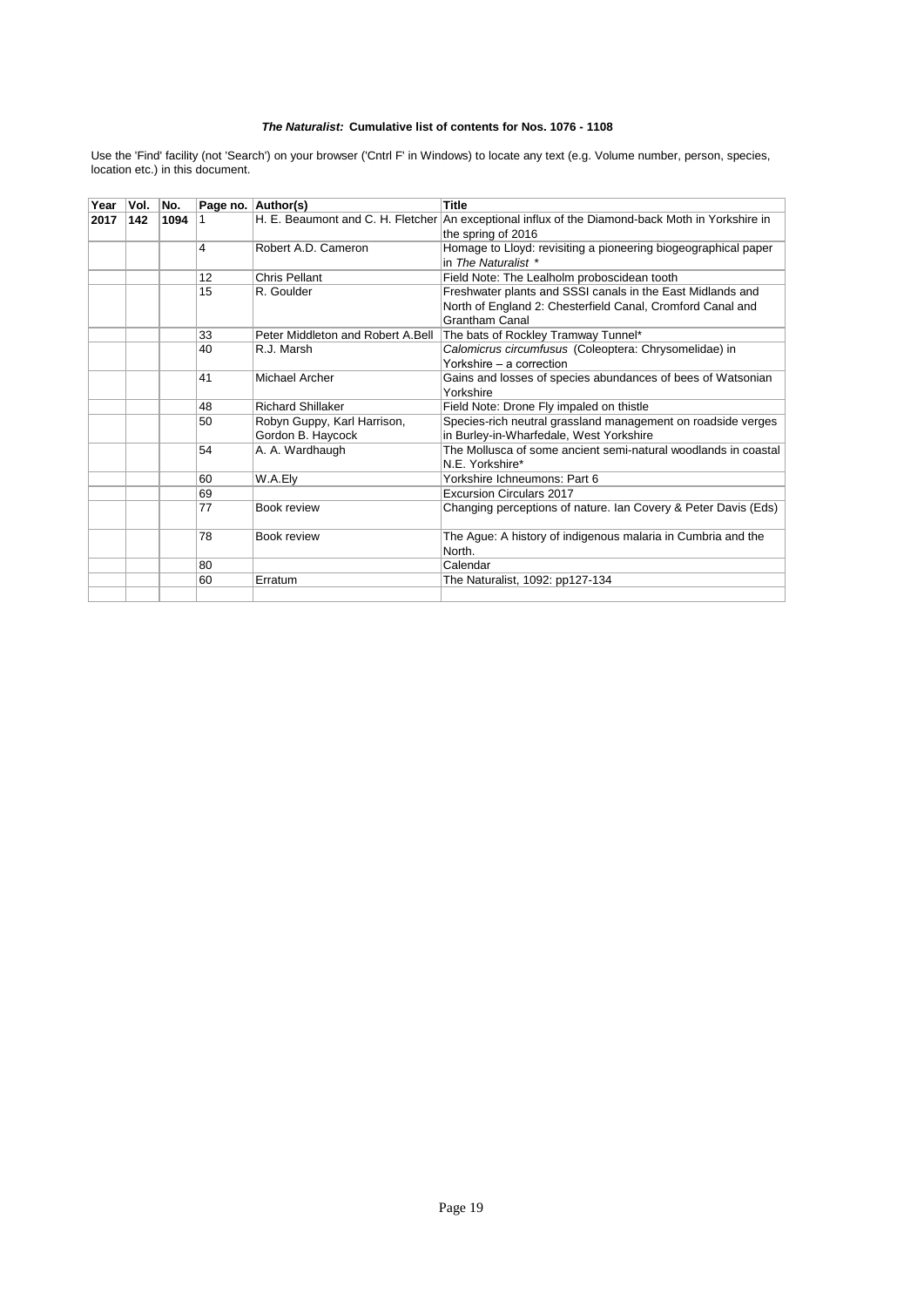***The Naturalist:*** **Cumulative list of contents for Nos. 1076 - 1108**

Use the 'Find' facility (not 'Search') on your browser ('Cntrl F' in Windows) to locate any text (e.g. Volume number, person, species, location etc.) in this document.

| Year | Vol. | No. | Page no. | Author(s) | Title |
|---|---|---|---|---|---|
| **2017** | **142** | **1094** | 1 | H. E. Beaumont and C. H. Fletcher | An exceptional influx of the Diamond-back Moth in Yorkshire in the spring of 2016 |
| | | | 4 | Robert A.D. Cameron | Homage to Lloyd: revisiting a pioneering biogeographical paper in *The Naturalist* * |
| | | | 12 | Chris Pellant | Field Note: The Lealholm proboscidean tooth |
| | | | 15 | R. Goulder | Freshwater plants and SSSI canals in the East Midlands and North of England 2: Chesterfield Canal, Cromford Canal and Grantham Canal |
| | | | 33 | Peter Middleton and Robert A.Bell | The bats of Rockley Tramway Tunnel* |
| | | | 40 | R.J. Marsh | *Calomicrus circumfusus* (Coleoptera: Chrysomelidae) in Yorkshire – a correction |
| | | | 41 | Michael Archer | Gains and losses of species abundances of bees of Watsonian Yorkshire |
| | | | 48 | Richard Shillaker | Field Note: Drone Fly impaled on thistle |
| | | | 50 | Robyn Guppy, Karl Harrison, Gordon B. Haycock | Species-rich neutral grassland management on roadside verges in Burley-in-Wharfedale, West Yorkshire |
| | | | 54 | A. A. Wardhaugh | The Mollusca of some ancient semi-natural woodlands in coastal N.E. Yorkshire* |
| | | | 60 | W.A.Ely | Yorkshire Ichneumons: Part 6 |
| | | | 69 | | Excursion Circulars 2017 |
| | | | 77 | Book review | Changing perceptions of nature. Ian Covery & Peter Davis (Eds) |
| | | | 78 | Book review | The Ague: A history of indigenous malaria in Cumbria and the North. |
| | | | 80 | | Calendar |
| | | | 60 | Erratum | The Naturalist, 1092: pp127-134 |
| | | | | | |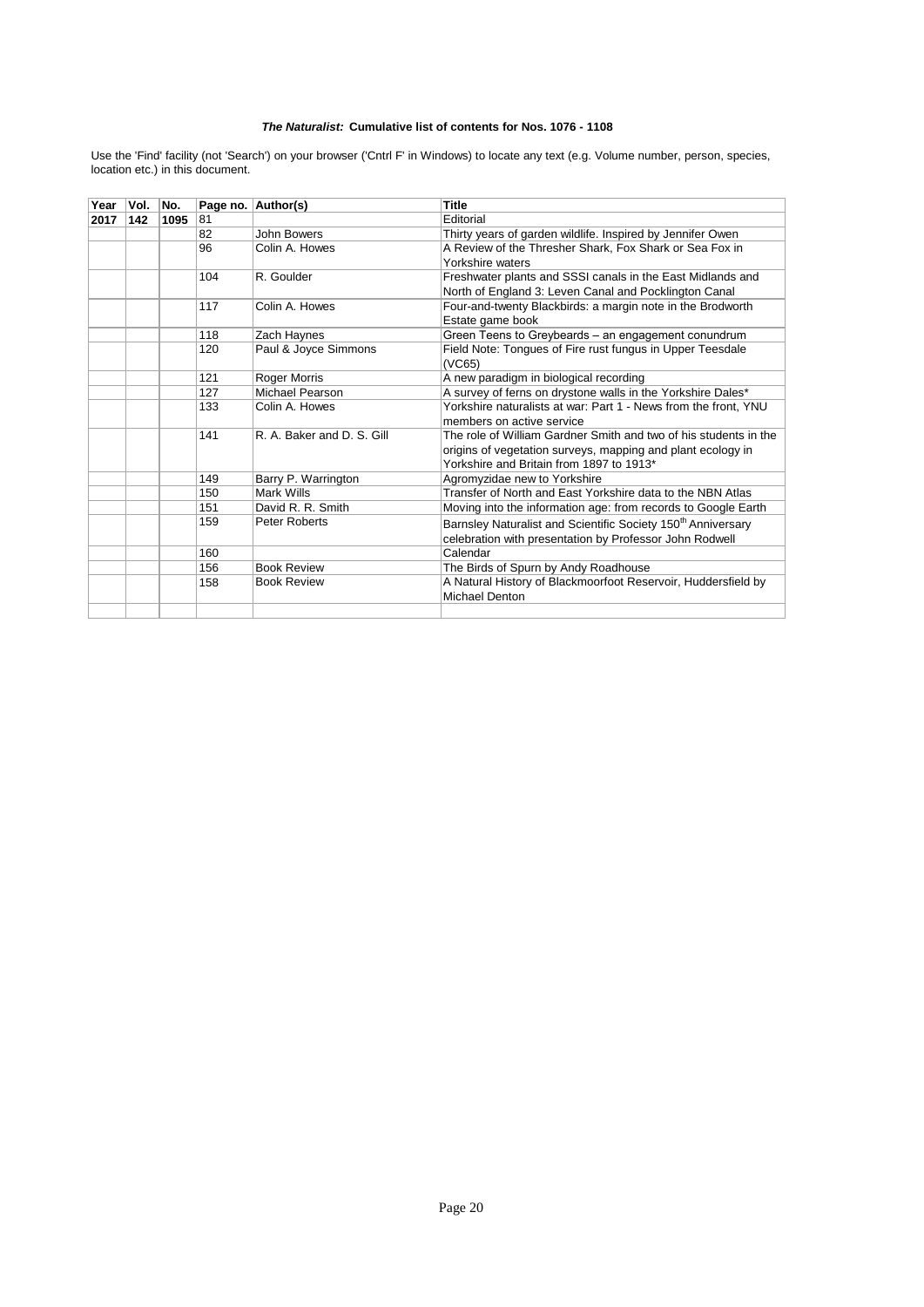***The Naturalist:* Cumulative list of contents for Nos. 1076 - 1108**

Use the 'Find' facility (not 'Search') on your browser ('Cntrl F' in Windows) to locate any text (e.g. Volume number, person, species, location etc.) in this document.

| Year | Vol. | No. | Page no. | Author(s) | Title |
|---|---|---|---|---|---|
| **2017** | **142** | **1095** | 81 | | Editorial |
| | | | 82 | John Bowers | Thirty years of garden wildlife. Inspired by Jennifer Owen |
| | | | 96 | Colin A. Howes | A Review of the Thresher Shark, Fox Shark or Sea Fox in Yorkshire waters |
| | | | 104 | R. Goulder | Freshwater plants and SSSI canals in the East Midlands and North of England 3: Leven Canal and Pocklington Canal |
| | | | 117 | Colin A. Howes | Four-and-twenty Blackbirds: a margin note in the Brodworth Estate game book |
| | | | 118 | Zach Haynes | Green Teens to Greybeards – an engagement conundrum |
| | | | 120 | Paul & Joyce Simmons | Field Note: Tongues of Fire rust fungus in Upper Teesdale (VC65) |
| | | | 121 | Roger Morris | A new paradigm in biological recording |
| | | | 127 | Michael Pearson | A survey of ferns on drystone walls in the Yorkshire Dales* |
| | | | 133 | Colin A. Howes | Yorkshire naturalists at war: Part 1 - News from the front, YNU members on active service |
| | | | 141 | R. A. Baker and D. S. Gill | The role of William Gardner Smith and two of his students in the origins of vegetation surveys, mapping and plant ecology in Yorkshire and Britain from 1897 to 1913* |
| | | | 149 | Barry P. Warrington | Agromyzidae new to Yorkshire |
| | | | 150 | Mark Wills | Transfer of North and East Yorkshire data to the NBN Atlas |
| | | | 151 | David R. R. Smith | Moving into the information age: from records to Google Earth |
| | | | 159 | Peter Roberts | Barnsley Naturalist and Scientific Society 150th Anniversary celebration with presentation by Professor John Rodwell |
| | | | 160 | | Calendar |
| | | | 156 | Book Review | The Birds of Spurn by Andy Roadhouse |
| | | | 158 | Book Review | A Natural History of Blackmoorfoot Reservoir, Huddersfield by Michael Denton |
| | | | | | |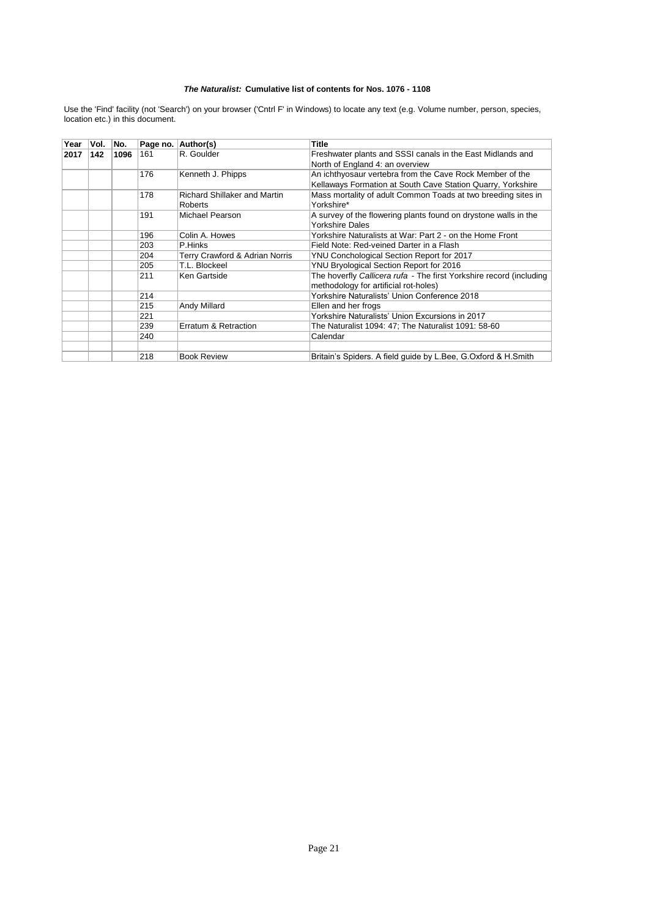### *The Naturalist:* Cumulative list of contents for Nos. 1076 - 1108

Use the 'Find' facility (not 'Search') on your browser ('Cntrl F' in Windows) to locate any text (e.g. Volume number, person, species, location etc.) in this document.

| Year | Vol. | No. | Page no. | Author(s) | Title |
|---|---|---|---|---|---|
| **2017** | **142** | **1096** | 161 | R. Goulder | Freshwater plants and SSSI canals in the East Midlands and North of England 4: an overview |
| | | | 176 | Kenneth J. Phipps | An ichthyosaur vertebra from the Cave Rock Member of the Kellaways Formation at South Cave Station Quarry, Yorkshire |
| | | | 178 | Richard Shillaker and Martin Roberts | Mass mortality of adult Common Toads at two breeding sites in Yorkshire* |
| | | | 191 | Michael Pearson | A survey of the flowering plants found on drystone walls in the Yorkshire Dales |
| | | | 196 | Colin A. Howes | Yorkshire Naturalists at War: Part 2 - on the Home Front |
| | | | 203 | P.Hinks | Field Note: Red-veined Darter in a Flash |
| | | | 204 | Terry Crawford & Adrian Norris | YNU Conchological Section Report for 2017 |
| | | | 205 | T.L. Blockeel | YNU Bryological Section Report for 2016 |
| | | | 211 | Ken Gartside | The hoverfly *Callicera rufa* - The first Yorkshire record (including methodology for artificial rot-holes) |
| | | | 214 | | Yorkshire Naturalists' Union Conference 2018 |
| | | | 215 | Andy Millard | Ellen and her frogs |
| | | | 221 | | Yorkshire Naturalists' Union Excursions in 2017 |
| | | | 239 | Erratum & Retraction | The Naturalist 1094: 47; The Naturalist 1091: 58-60 |
| | | | 240 | | Calendar |
| | | | | | |
| | | | 218 | Book Review | Britain's Spiders. A field guide by L.Bee, G.Oxford & H.Smith |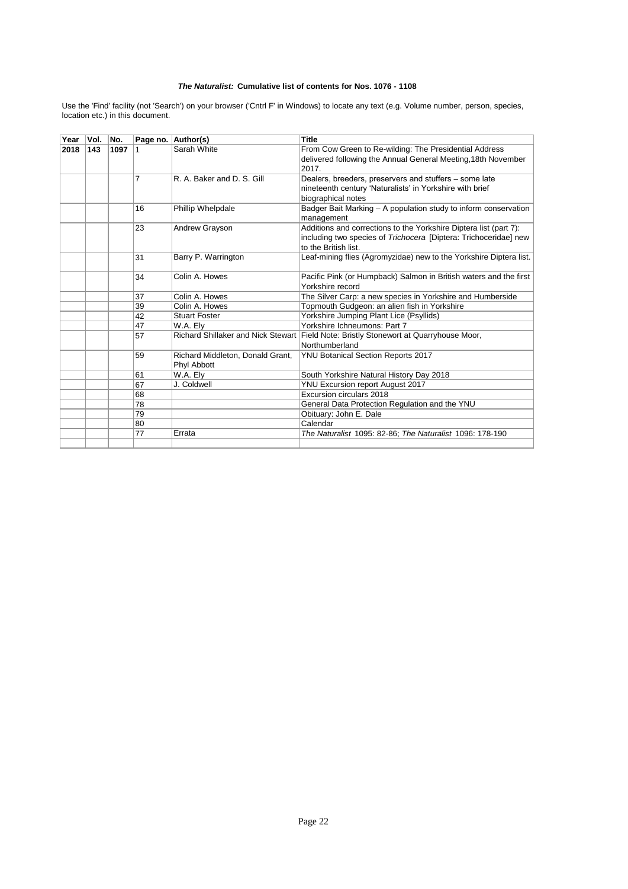***The Naturalist:* Cumulative list of contents for Nos. 1076 - 1108**

Use the 'Find' facility (not 'Search') on your browser ('Cntrl F' in Windows) to locate any text (e.g. Volume number, person, species, location etc.) in this document.

| Year | Vol. | No. | Page no. | Author(s) | Title |
|---|---|---|---|---|---|
| **2018** | **143** | **1097** | 1 | Sarah White | From Cow Green to Re-wilding: The Presidential Address delivered following the Annual General Meeting,18th November 2017. |
| | | | 7 | R. A. Baker and D. S. Gill | Dealers, breeders, preservers and stuffers – some late nineteenth century 'Naturalists' in Yorkshire with brief biographical notes |
| | | | 16 | Phillip Whelpdale | Badger Bait Marking – A population study to inform conservation management |
| | | | 23 | Andrew Grayson | Additions and corrections to the Yorkshire Diptera list (part 7): including two species of *Trichocera* [Diptera: Trichoceridae] new to the British list. |
| | | | 31 | Barry P. Warrington | Leaf-mining flies (Agromyzidae) new to the Yorkshire Diptera list. |
| | | | 34 | Colin A. Howes | Pacific Pink (or Humpback) Salmon in British waters and the first Yorkshire record |
| | | | 37 | Colin A. Howes | The Silver Carp: a new species in Yorkshire and Humberside |
| | | | 39 | Colin A. Howes | Topmouth Gudgeon: an alien fish in Yorkshire |
| | | | 42 | Stuart Foster | Yorkshire Jumping Plant Lice (Psyllids) |
| | | | 47 | W.A. Ely | Yorkshire Ichneumons: Part 7 |
| | | | 57 | Richard Shillaker and Nick Stewart | Field Note: Bristly Stonewort at Quarryhouse Moor, Northumberland |
| | | | 59 | Richard Middleton, Donald Grant, Phyl Abbott | YNU Botanical Section Reports 2017 |
| | | | 61 | W.A. Ely | South Yorkshire Natural History Day 2018 |
| | | | 67 | J. Coldwell | YNU Excursion report August 2017 |
| | | | 68 | | Excursion circulars 2018 |
| | | | 78 | | General Data Protection Regulation and the YNU |
| | | | 79 | | Obituary: John E. Dale |
| | | | 80 | | Calendar |
| | | | 77 | Errata | *The Naturalist* 1095: 82-86; *The Naturalist* 1096: 178-190 |
| | | | | | |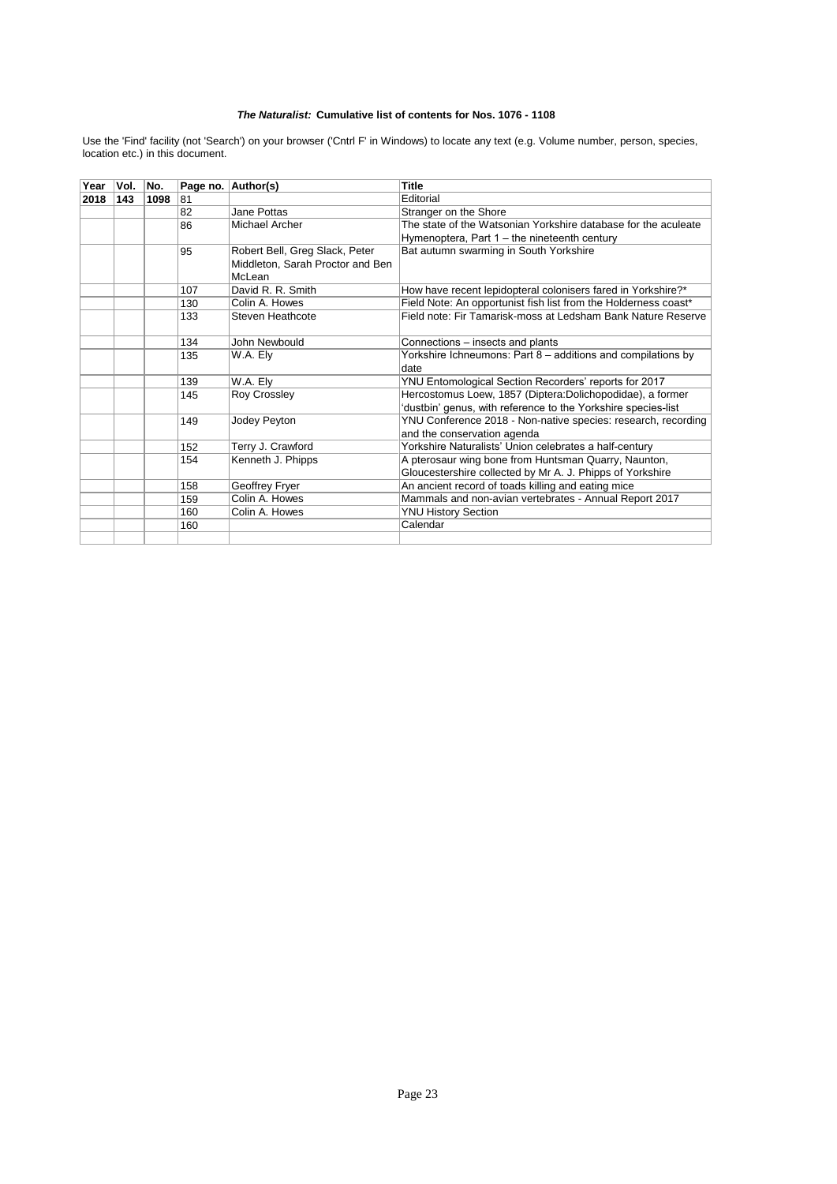***The Naturalist:* Cumulative list of contents for Nos. 1076 - 1108**

Use the 'Find' facility (not 'Search') on your browser ('Cntrl F' in Windows) to locate any text (e.g. Volume number, person, species, location etc.) in this document.

| Year | Vol. | No. | Page no. | Author(s) | Title |
|---|---|---|---|---|---|
| **2018** | **143** | **1098** | 81 | | Editorial |
| | | | 82 | Jane Pottas | Stranger on the Shore |
| | | | 86 | Michael Archer | The state of the Watsonian Yorkshire database for the aculeate Hymenoptera, Part 1 – the nineteenth century |
| | | | 95 | Robert Bell, Greg Slack, Peter Middleton, Sarah Proctor and Ben McLean | Bat autumn swarming in South Yorkshire |
| | | | 107 | David R. R. Smith | How have recent lepidopteral colonisers fared in Yorkshire?* |
| | | | 130 | Colin A. Howes | Field Note: An opportunist fish list from the Holderness coast* |
| | | | 133 | Steven Heathcote | Field note: Fir Tamarisk-moss at Ledsham Bank Nature Reserve |
| | | | 134 | John Newbould | Connections – insects and plants |
| | | | 135 | W.A. Ely | Yorkshire Ichneumons: Part 8 – additions and compilations by date |
| | | | 139 | W.A. Ely | YNU Entomological Section Recorders' reports for 2017 |
| | | | 145 | Roy Crossley | Hercostomus Loew, 1857 (Diptera:Dolichopodidae), a former 'dustbin' genus, with reference to the Yorkshire species-list |
| | | | 149 | Jodey Peyton | YNU Conference 2018 - Non-native species: research, recording and the conservation agenda |
| | | | 152 | Terry J. Crawford | Yorkshire Naturalists' Union celebrates a half-century |
| | | | 154 | Kenneth J. Phipps | A pterosaur wing bone from Huntsman Quarry, Naunton, Gloucestershire collected by Mr A. J. Phipps of Yorkshire |
| | | | 158 | Geoffrey Fryer | An ancient record of toads killing and eating mice |
| | | | 159 | Colin A. Howes | Mammals and non-avian vertebrates - Annual Report 2017 |
| | | | 160 | Colin A. Howes | YNU History Section |
| | | | 160 | | Calendar |
| | | | | | |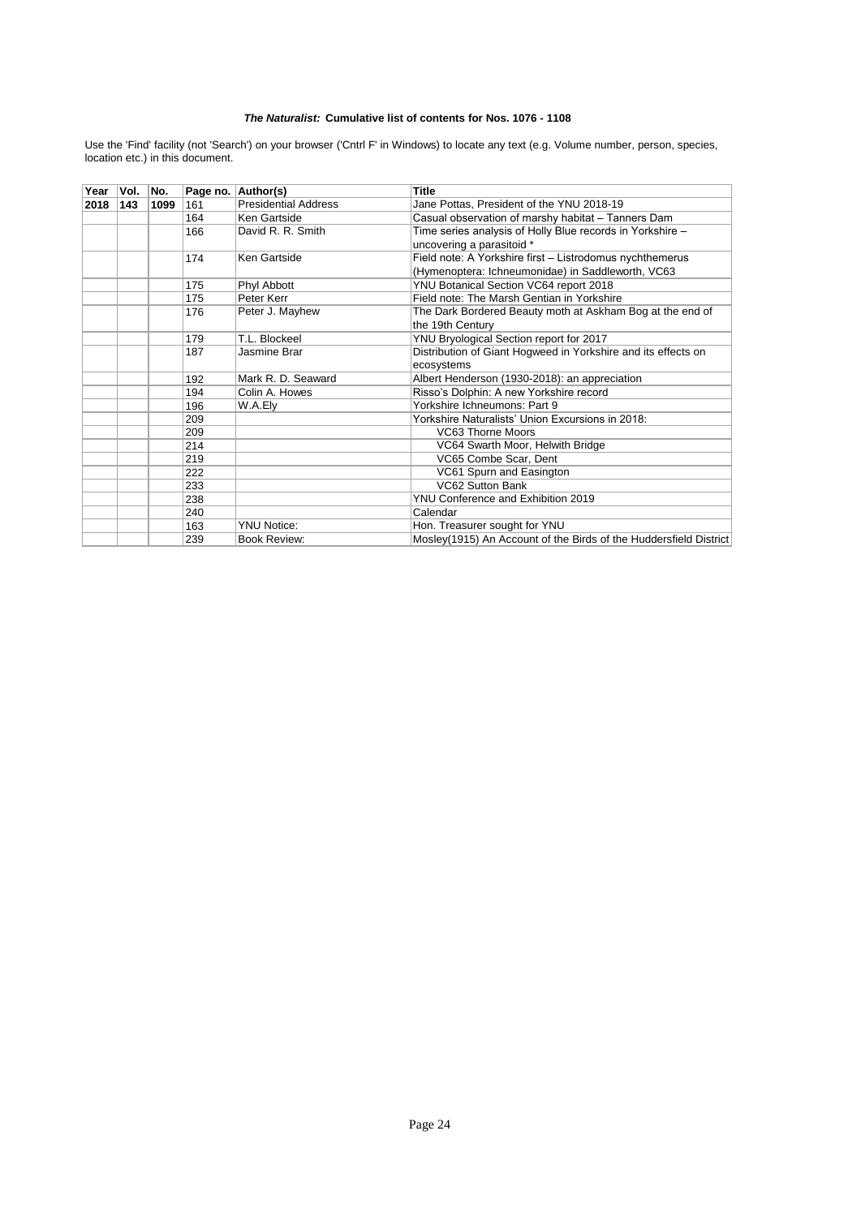**_The Naturalist:_ Cumulative list of contents for Nos. 1076 - 1108**

Use the 'Find' facility (not 'Search') on your browser ('Cntrl F' in Windows) to locate any text (e.g. Volume number, person, species, location etc.) in this document.

| Year | Vol. | No. | Page no. | Author(s) | Title |
|---|---|---|---|---|---|
| **2018** | **143** | **1099** | 161 | Presidential Address | Jane Pottas, President of the YNU 2018-19 |
| | | | 164 | Ken Gartside | Casual observation of marshy habitat – Tanners Dam |
| | | | 166 | David R. R. Smith | Time series analysis of Holly Blue records in Yorkshire – uncovering a parasitoid * |
| | | | 174 | Ken Gartside | Field note: A Yorkshire first – Listrodomus nychthemerus (Hymenoptera: Ichneumonidae) in Saddleworth, VC63 |
| | | | 175 | Phyl Abbott | YNU Botanical Section VC64 report 2018 |
| | | | 175 | Peter Kerr | Field note: The Marsh Gentian in Yorkshire |
| | | | 176 | Peter J. Mayhew | The Dark Bordered Beauty moth at Askham Bog at the end of the 19th Century |
| | | | 179 | T.L. Blockeel | YNU Bryological Section report for 2017 |
| | | | 187 | Jasmine Brar | Distribution of Giant Hogweed in Yorkshire and its effects on ecosystems |
| | | | 192 | Mark R. D. Seaward | Albert Henderson (1930-2018): an appreciation |
| | | | 194 | Colin A. Howes | Risso's Dolphin: A new Yorkshire record |
| | | | 196 | W.A.Ely | Yorkshire Ichneumons: Part 9 |
| | | | 209 | | Yorkshire Naturalists' Union Excursions in 2018: |
| | | | 209 | | VC63 Thorne Moors |
| | | | 214 | | VC64 Swarth Moor, Helwith Bridge |
| | | | 219 | | VC65 Combe Scar, Dent |
| | | | 222 | | VC61 Spurn and Easington |
| | | | 233 | | VC62 Sutton Bank |
| | | | 238 | | YNU Conference and Exhibition 2019 |
| | | | 240 | | Calendar |
| | | | 163 | YNU Notice: | Hon. Treasurer sought for YNU |
| | | | 239 | Book Review: | Mosley(1915) An Account of the Birds of the Huddersfield District |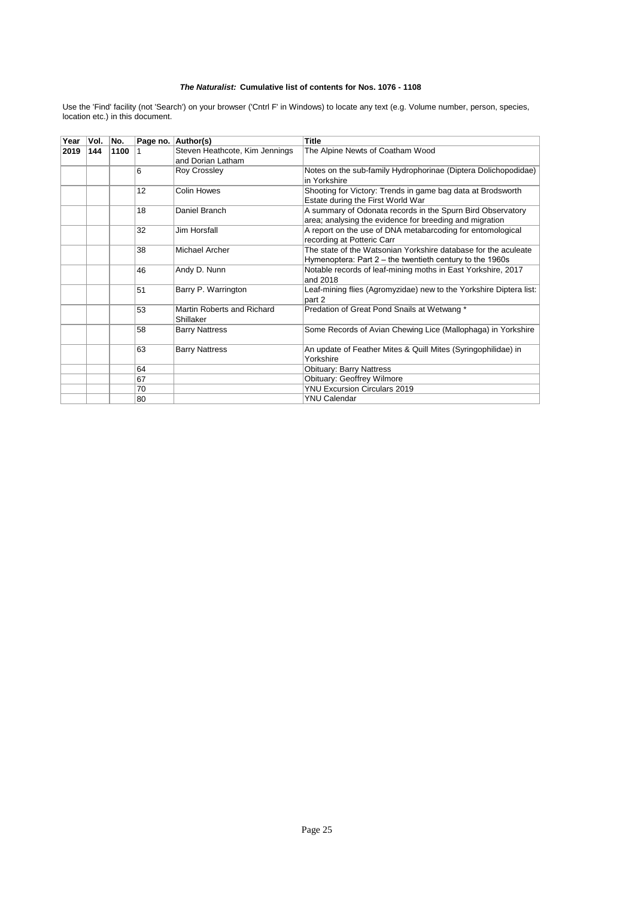***The Naturalist:* Cumulative list of contents for Nos. 1076 - 1108**

Use the 'Find' facility (not 'Search') on your browser ('Cntrl F' in Windows) to locate any text (e.g. Volume number, person, species, location etc.) in this document.

| Year | Vol. | No. | Page no. | Author(s) | Title |
|---|---|---|---|---|---|
| **2019** | **144** | **1100** | 1 | Steven Heathcote, Kim Jennings and Dorian Latham | The Alpine Newts of Coatham Wood |
| | | | 6 | Roy Crossley | Notes on the sub-family Hydrophorinae (Diptera Dolichopodidae) in Yorkshire |
| | | | 12 | Colin Howes | Shooting for Victory: Trends in game bag data at Brodsworth Estate during the First World War |
| | | | 18 | Daniel Branch | A summary of Odonata records in the Spurn Bird Observatory area; analysing the evidence for breeding and migration |
| | | | 32 | Jim Horsfall | A report on the use of DNA metabarcoding for entomological recording at Potteric Carr |
| | | | 38 | Michael Archer | The state of the Watsonian Yorkshire database for the aculeate Hymenoptera: Part 2 – the twentieth century to the 1960s |
| | | | 46 | Andy D. Nunn | Notable records of leaf-mining moths in East Yorkshire, 2017 and 2018 |
| | | | 51 | Barry P. Warrington | Leaf-mining flies (Agromyzidae) new to the Yorkshire Diptera list: part 2 |
| | | | 53 | Martin Roberts and Richard Shillaker | Predation of Great Pond Snails at Wetwang * |
| | | | 58 | Barry Nattress | Some Records of Avian Chewing Lice (Mallophaga) in Yorkshire |
| | | | 63 | Barry Nattress | An update of Feather Mites & Quill Mites (Syringophilidae) in Yorkshire |
| | | | 64 | | Obituary: Barry Nattress |
| | | | 67 | | Obituary: Geoffrey Wilmore |
| | | | 70 | | YNU Excursion Circulars 2019 |
| | | | 80 | | YNU Calendar |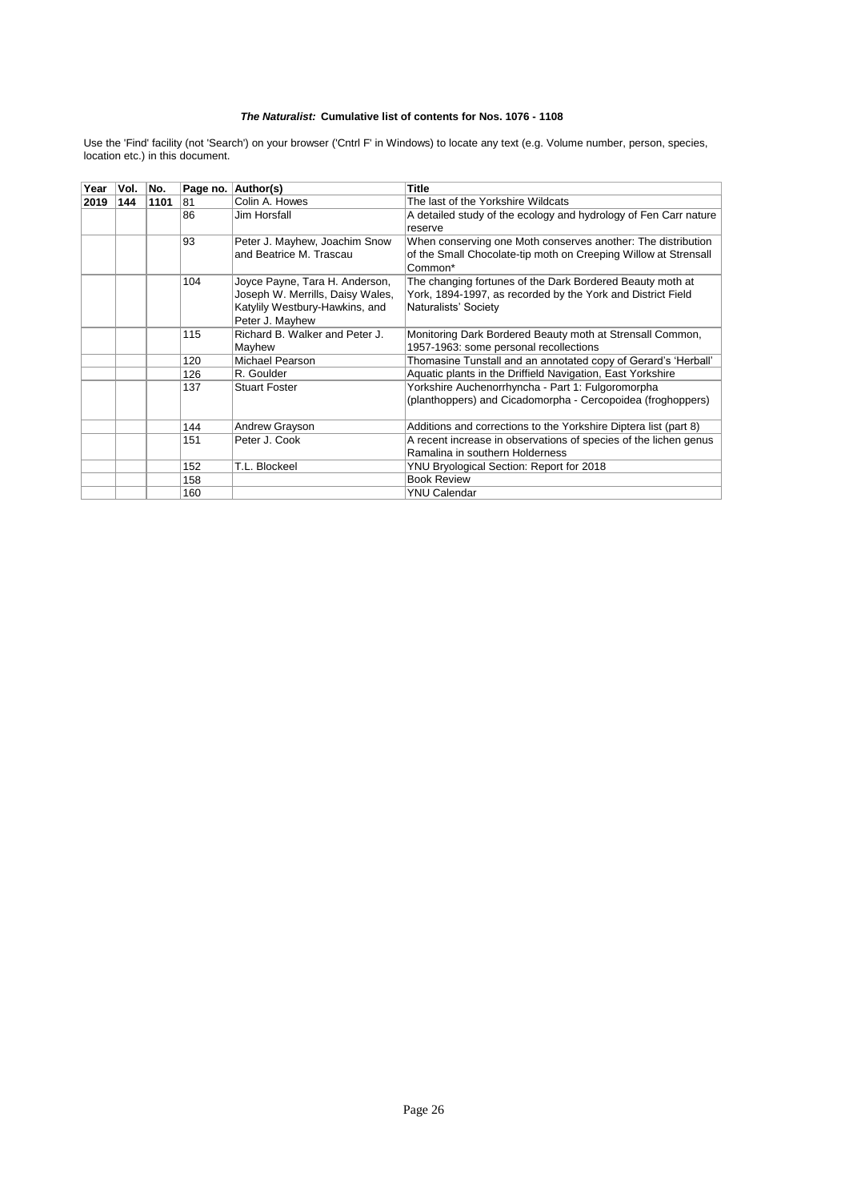***The Naturalist:*** **Cumulative list of contents for Nos. 1076 - 1108**

Use the 'Find' facility (not 'Search') on your browser ('Cntrl F' in Windows) to locate any text (e.g. Volume number, person, species, location etc.) in this document.

| Year | Vol. | No. | Page no. | Author(s) | Title |
|---|---|---|---|---|---|
| **2019** | **144** | **1101** | 81 | Colin A. Howes | The last of the Yorkshire Wildcats |
| | | | 86 | Jim Horsfall | A detailed study of the ecology and hydrology of Fen Carr nature reserve |
| | | | 93 | Peter J. Mayhew, Joachim Snow and Beatrice M. Trascau | When conserving one Moth conserves another: The distribution of the Small Chocolate-tip moth on Creeping Willow at Strensall Common* |
| | | | 104 | Joyce Payne, Tara H. Anderson, Joseph W. Merrills, Daisy Wales, Katylily Westbury-Hawkins, and Peter J. Mayhew | The changing fortunes of the Dark Bordered Beauty moth at York, 1894-1997, as recorded by the York and District Field Naturalists' Society |
| | | | 115 | Richard B. Walker and Peter J. Mayhew | Monitoring Dark Bordered Beauty moth at Strensall Common, 1957-1963: some personal recollections |
| | | | 120 | Michael Pearson | Thomasine Tunstall and an annotated copy of Gerard's 'Herball' |
| | | | 126 | R. Goulder | Aquatic plants in the Driffield Navigation, East Yorkshire |
| | | | 137 | Stuart Foster | Yorkshire Auchenorrhyncha - Part 1: Fulgoromorpha (planthoppers) and Cicadomorpha - Cercopoidea (froghoppers) |
| | | | 144 | Andrew Grayson | Additions and corrections to the Yorkshire Diptera list (part 8) |
| | | | 151 | Peter J. Cook | A recent increase in observations of species of the lichen genus Ramalina in southern Holderness |
| | | | 152 | T.L. Blockeel | YNU Bryological Section: Report for 2018 |
| | | | 158 | | Book Review |
| | | | 160 | | YNU Calendar |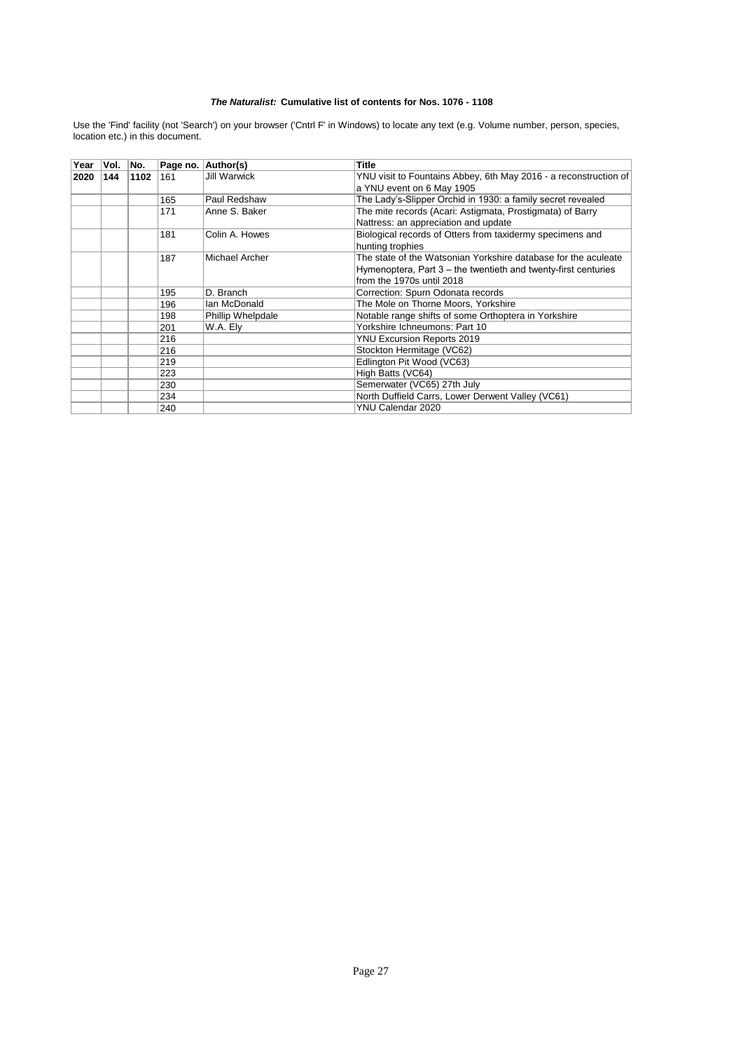***The Naturalist:* Cumulative list of contents for Nos. 1076 - 1108**

Use the 'Find' facility (not 'Search') on your browser ('Cntrl F' in Windows) to locate any text (e.g. Volume number, person, species, location etc.) in this document.

| Year | Vol. | No. | Page no. | Author(s) | Title |
|---|---|---|---|---|---|
| **2020** | **144** | **1102** | 161 | Jill Warwick | YNU visit to Fountains Abbey, 6th May 2016 - a reconstruction of a YNU event on 6 May 1905 |
| | | | 165 | Paul Redshaw | The Lady's-Slipper Orchid in 1930: a family secret revealed |
| | | | 171 | Anne S. Baker | The mite records (Acari: Astigmata, Prostigmata) of Barry Nattress: an appreciation and update |
| | | | 181 | Colin A. Howes | Biological records of Otters from taxidermy specimens and hunting trophies |
| | | | 187 | Michael Archer | The state of the Watsonian Yorkshire database for the aculeate Hymenoptera, Part 3 – the twentieth and twenty-first centuries from the 1970s until 2018 |
| | | | 195 | D. Branch | Correction: Spurn Odonata records |
| | | | 196 | Ian McDonald | The Mole on Thorne Moors, Yorkshire |
| | | | 198 | Phillip Whelpdale | Notable range shifts of some Orthoptera in Yorkshire |
| | | | 201 | W.A. Ely | Yorkshire Ichneumons: Part 10 |
| | | | 216 | | YNU Excursion Reports 2019 |
| | | | 216 | | Stockton Hermitage (VC62) |
| | | | 219 | | Edlington Pit Wood (VC63) |
| | | | 223 | | High Batts (VC64) |
| | | | 230 | | Semerwater (VC65) 27th July |
| | | | 234 | | North Duffield Carrs, Lower Derwent Valley (VC61) |
| | | | 240 | | YNU Calendar 2020 |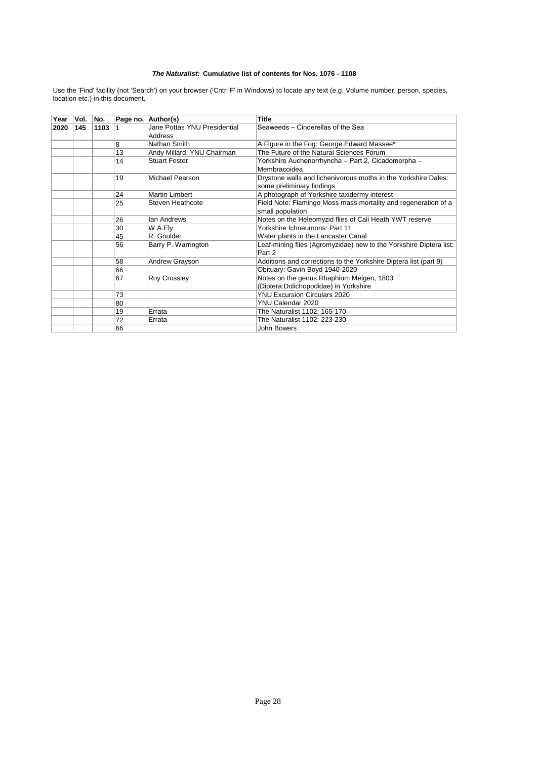***The Naturalist:*** **Cumulative list of contents for Nos. 1076 - 1108**

Use the 'Find' facility (not 'Search') on your browser ('Cntrl F' in Windows) to locate any text (e.g. Volume number, person, species, location etc.) in this document.

| Year | Vol. | No. | Page no. | Author(s) | Title |
|---|---|---|---|---|---|
| **2020** | **145** | **1103** | 1 | Jane Pottas YNU Presidential Address | Seaweeds – Cinderellas of the Sea |
| | | | 8 | Nathan Smith | A Figure in the Fog: George Edward Massee* |
| | | | 13 | Andy Millard, YNU Chairman | The Future of the Natural Sciences Forum |
| | | | 14 | Stuart Foster | Yorkshire Auchenorrhyncha – Part 2, Cicadomorpha – Membracoidea |
| | | | 19 | Michael Pearson | Drystone walls and lichenivorous moths in the Yorkshire Dales: some preliminary findings |
| | | | 24 | Martin Limbert | A photograph of Yorkshire taxidermy interest |
| | | | 25 | Steven Heathcote | Field Note: Flamingo Moss mass mortality and regeneration of a small population |
| | | | 26 | Ian Andrews | Notes on the Heleomyzid flies of Cali Heath YWT reserve |
| | | | 30 | W.A.Ely | Yorkshire Ichneumons: Part 11 |
| | | | 45 | R. Goulder | Water plants in the Lancaster Canal |
| | | | 56 | Barry P. Warrington | Leaf-mining flies (Agromyzidae) new to the Yorkshire Diptera list: Part 2 |
| | | | 58 | Andrew Grayson | Additions and corrections to the Yorkshire Diptera list (part 9) |
| | | | 66 | | Obituary: Gavin Boyd 1940-2020 |
| | | | 67 | Roy Crossley | Notes on the genus Rhaphium Meigen, 1803 (Diptera:Dolichopodidae) in Yorkshire |
| | | | 73 | | YNU Excursion Circulars 2020 |
| | | | 80 | | YNU Calendar 2020 |
| | | | 19 | Errata | The Naturalist 1102: 165-170 |
| | | | 72 | Errata | The Naturalist 1102: 223-230 |
| | | | 66 | | John Bowers |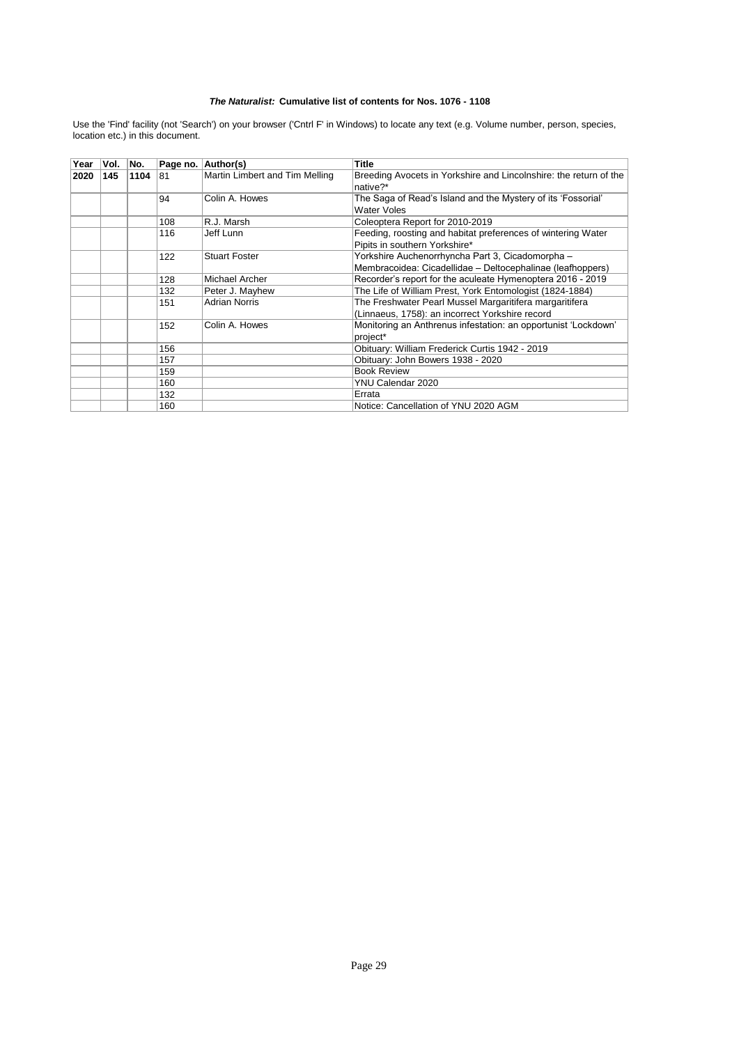***The Naturalist:*** **Cumulative list of contents for Nos. 1076 - 1108**

Use the 'Find' facility (not 'Search') on your browser ('Cntrl F' in Windows) to locate any text (e.g. Volume number, person, species, location etc.) in this document.

| Year | Vol. | No. | Page no. | Author(s) | Title |
|---|---|---|---|---|---|
| **2020** | **145** | **1104** | 81 | Martin Limbert and Tim Melling | Breeding Avocets in Yorkshire and Lincolnshire: the return of the native?* |
| | | | 94 | Colin A. Howes | The Saga of Read's Island and the Mystery of its 'Fossorial' Water Voles |
| | | | 108 | R.J. Marsh | Coleoptera Report for 2010-2019 |
| | | | 116 | Jeff Lunn | Feeding, roosting and habitat preferences of wintering Water Pipits in southern Yorkshire* |
| | | | 122 | Stuart Foster | Yorkshire Auchenorrhyncha Part 3, Cicadomorpha – Membracoidea: Cicadellidae – Deltocephalinae (leafhoppers) |
| | | | 128 | Michael Archer | Recorder's report for the aculeate Hymenoptera 2016 - 2019 |
| | | | 132 | Peter J. Mayhew | The Life of William Prest, York Entomologist (1824-1884) |
| | | | 151 | Adrian Norris | The Freshwater Pearl Mussel Margaritifera margaritifera (Linnaeus, 1758): an incorrect Yorkshire record |
| | | | 152 | Colin A. Howes | Monitoring an Anthrenus infestation: an opportunist 'Lockdown' project* |
| | | | 156 | | Obituary: William Frederick Curtis 1942 - 2019 |
| | | | 157 | | Obituary: John Bowers 1938 - 2020 |
| | | | 159 | | Book Review |
| | | | 160 | | YNU Calendar 2020 |
| | | | 132 | | Errata |
| | | | 160 | | Notice: Cancellation of YNU 2020 AGM |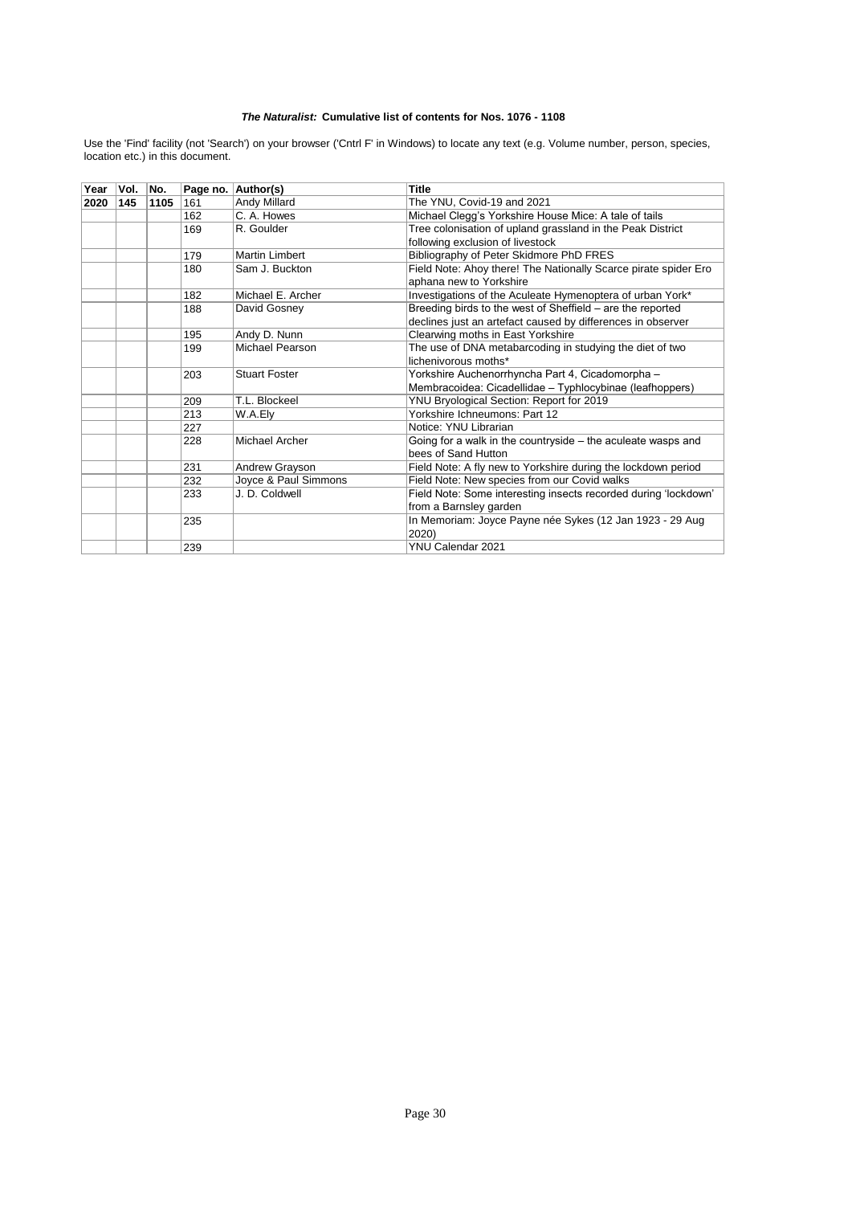***The Naturalist:* Cumulative list of contents for Nos. 1076 - 1108**

Use the 'Find' facility (not 'Search') on your browser ('Cntrl F' in Windows) to locate any text (e.g. Volume number, person, species, location etc.) in this document.

| Year | Vol. | No. | Page no. | Author(s) | Title |
|---|---|---|---|---|---|
| **2020** | **145** | **1105** | 161 | Andy Millard | The YNU, Covid-19 and 2021 |
| | | | 162 | C. A. Howes | Michael Clegg's Yorkshire House Mice: A tale of tails |
| | | | 169 | R. Goulder | Tree colonisation of upland grassland in the Peak District following exclusion of livestock |
| | | | 179 | Martin Limbert | Bibliography of Peter Skidmore PhD FRES |
| | | | 180 | Sam J. Buckton | Field Note: Ahoy there! The Nationally Scarce pirate spider Ero aphana new to Yorkshire |
| | | | 182 | Michael E. Archer | Investigations of the Aculeate Hymenoptera of urban York* |
| | | | 188 | David Gosney | Breeding birds to the west of Sheffield – are the reported declines just an artefact caused by differences in observer |
| | | | 195 | Andy D. Nunn | Clearwing moths in East Yorkshire |
| | | | 199 | Michael Pearson | The use of DNA metabarcoding in studying the diet of two lichenivorous moths* |
| | | | 203 | Stuart Foster | Yorkshire Auchenorrhyncha Part 4, Cicadomorpha – Membracoidea: Cicadellidae – Typhlocybinae (leafhoppers) |
| | | | 209 | T.L. Blockeel | YNU Bryological Section: Report for 2019 |
| | | | 213 | W.A.Ely | Yorkshire Ichneumons: Part 12 |
| | | | 227 | | Notice: YNU Librarian |
| | | | 228 | Michael Archer | Going for a walk in the countryside – the aculeate wasps and bees of Sand Hutton |
| | | | 231 | Andrew Grayson | Field Note: A fly new to Yorkshire during the lockdown period |
| | | | 232 | Joyce & Paul Simmons | Field Note: New species from our Covid walks |
| | | | 233 | J. D. Coldwell | Field Note: Some interesting insects recorded during 'lockdown' from a Barnsley garden |
| | | | 235 | | In Memoriam: Joyce Payne née Sykes (12 Jan 1923 - 29 Aug 2020) |
| | | | 239 | | YNU Calendar 2021 |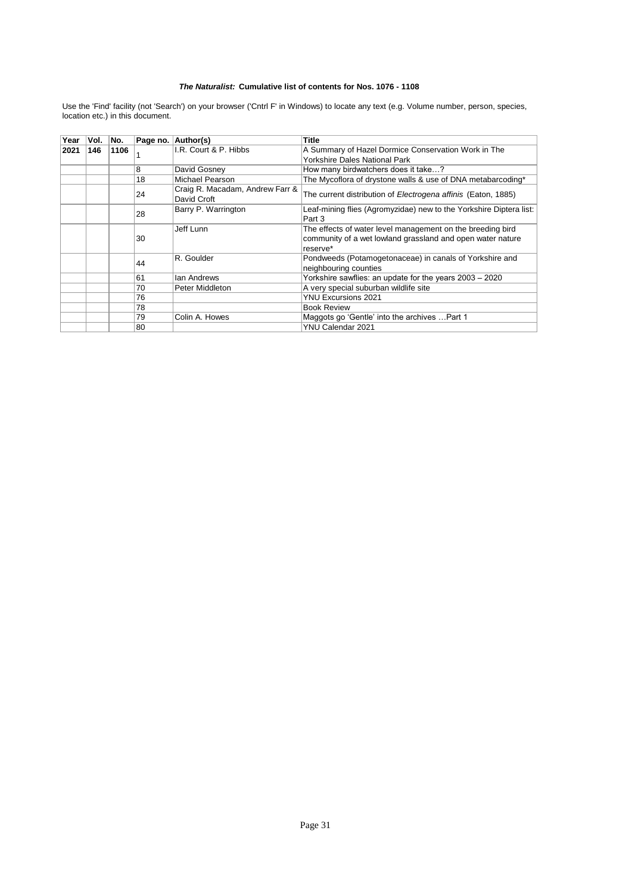***The Naturalist:*** **Cumulative list of contents for Nos. 1076 - 1108**

Use the 'Find' facility (not 'Search') on your browser ('Cntrl F' in Windows) to locate any text (e.g. Volume number, person, species, location etc.) in this document.

| Year | Vol. | No. | Page no. | Author(s) | Title |
|---|---|---|---|---|---|
| **2021** | **146** | **1106** | 1 | I.R. Court & P. Hibbs | A Summary of Hazel Dormice Conservation Work in The Yorkshire Dales National Park |
| | | | 8 | David Gosney | How many birdwatchers does it take…? |
| | | | 18 | Michael Pearson | The Mycoflora of drystone walls & use of DNA metabarcoding* |
| | | | 24 | Craig R. Macadam, Andrew Farr & David Croft | The current distribution of *Electrogena affinis* (Eaton, 1885) |
| | | | 28 | Barry P. Warrington | Leaf-mining flies (Agromyzidae) new to the Yorkshire Diptera list: Part 3 |
| | | | 30 | Jeff Lunn | The effects of water level management on the breeding bird community of a wet lowland grassland and open water nature reserve* |
| | | | 44 | R. Goulder | Pondweeds (Potamogetonaceae) in canals of Yorkshire and neighbouring counties |
| | | | 61 | Ian Andrews | Yorkshire sawflies: an update for the years 2003 – 2020 |
| | | | 70 | Peter Middleton | A very special suburban wildlife site |
| | | | 76 | | YNU Excursions 2021 |
| | | | 78 | | Book Review |
| | | | 79 | Colin A. Howes | Maggots go 'Gentle' into the archives …Part 1 |
| | | | 80 | | YNU Calendar 2021 |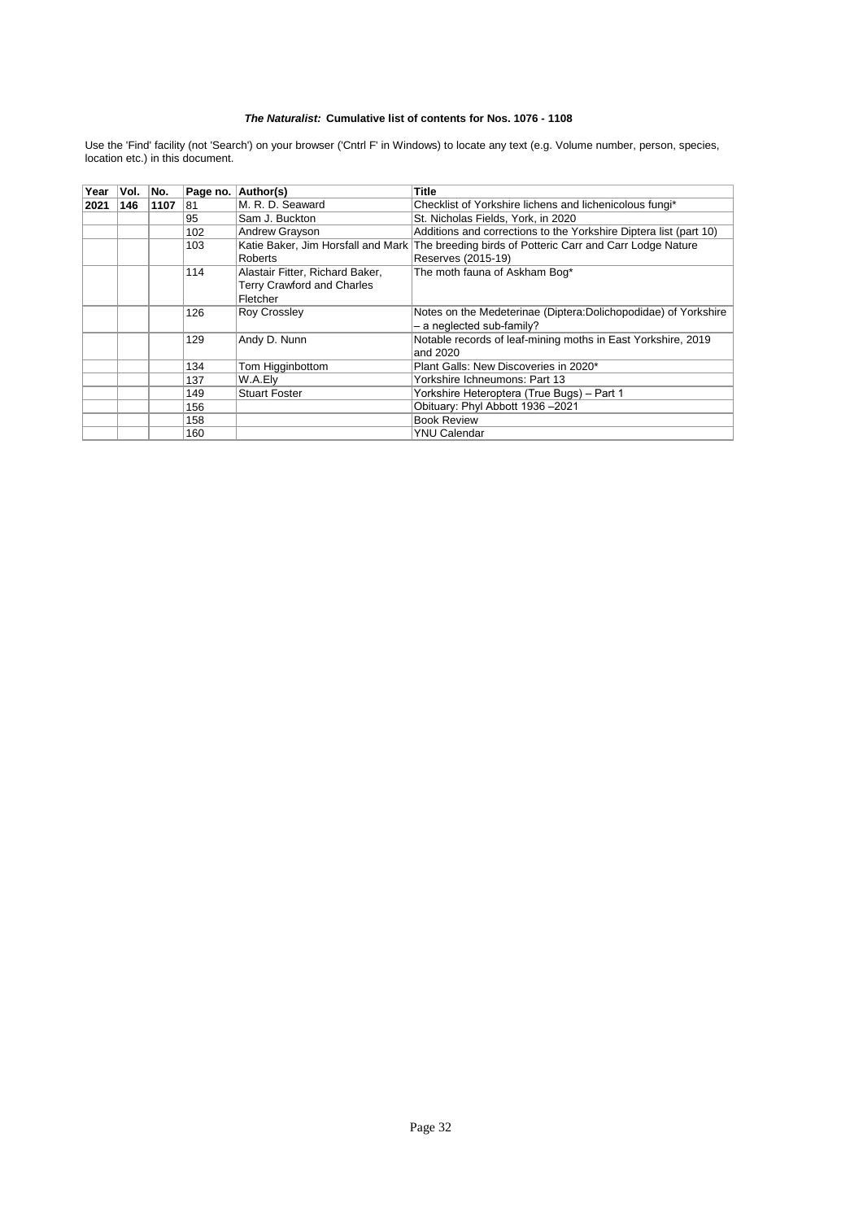***The Naturalist:*** **Cumulative list of contents for Nos. 1076 - 1108**

Use the 'Find' facility (not 'Search') on your browser ('Cntrl F' in Windows) to locate any text (e.g. Volume number, person, species, location etc.) in this document.

| Year | Vol. | No. | Page no. | Author(s) | Title |
|---|---|---|---|---|---|
| **2021** | **146** | **1107** | 81 | M. R. D. Seaward | Checklist of Yorkshire lichens and lichenicolous fungi* |
| | | | 95 | Sam J. Buckton | St. Nicholas Fields, York, in 2020 |
| | | | 102 | Andrew Grayson | Additions and corrections to the Yorkshire Diptera list (part 10) |
| | | | 103 | Katie Baker, Jim Horsfall and Mark Roberts | The breeding birds of Potteric Carr and Carr Lodge Nature Reserves (2015-19) |
| | | | 114 | Alastair Fitter, Richard Baker, Terry Crawford and Charles Fletcher | The moth fauna of Askham Bog* |
| | | | 126 | Roy Crossley | Notes on the Medeterinae (Diptera:Dolichopodidae) of Yorkshire – a neglected sub-family? |
| | | | 129 | Andy D. Nunn | Notable records of leaf-mining moths in East Yorkshire, 2019 and 2020 |
| | | | 134 | Tom Higginbottom | Plant Galls: New Discoveries in 2020* |
| | | | 137 | W.A.Ely | Yorkshire Ichneumons: Part 13 |
| | | | 149 | Stuart Foster | Yorkshire Heteroptera (True Bugs) – Part 1 |
| | | | 156 | | Obituary: Phyl Abbott 1936 –2021 |
| | | | 158 | | Book Review |
| | | | 160 | | YNU Calendar |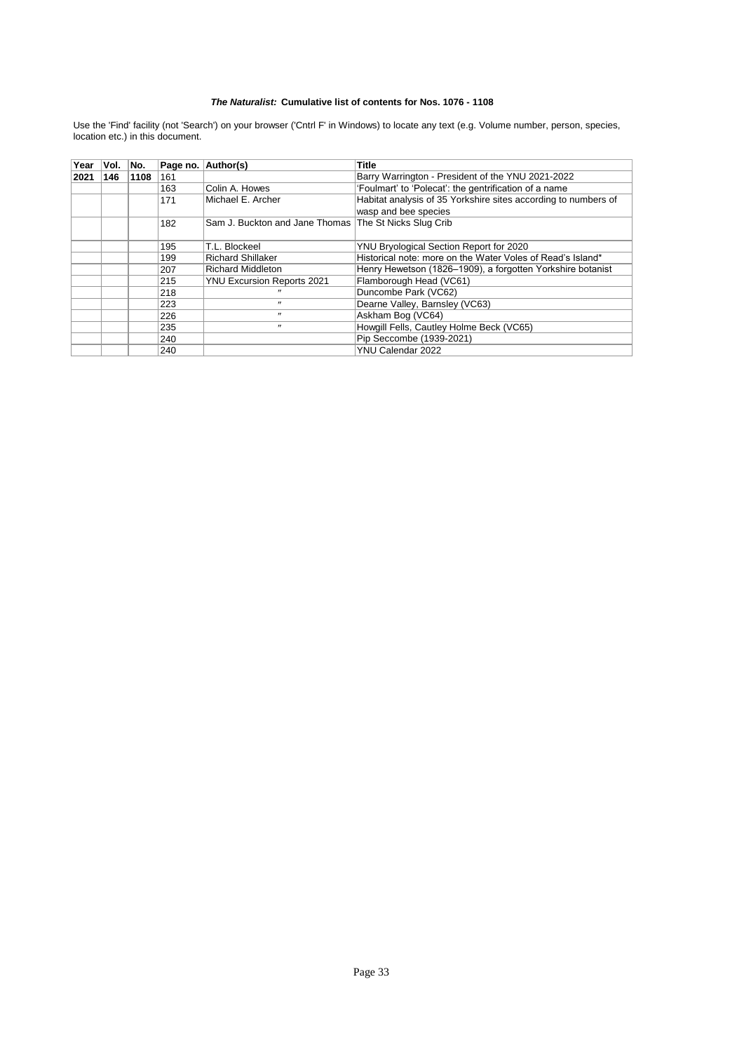***The Naturalist:* Cumulative list of contents for Nos. 1076 - 1108**

Use the 'Find' facility (not 'Search') on your browser ('Cntrl F' in Windows) to locate any text (e.g. Volume number, person, species, location etc.) in this document.

| Year | Vol. | No. | Page no. | Author(s) | Title |
|---|---|---|---|---|---|
| **2021** | **146** | **1108** | 161 | | Barry Warrington - President of the YNU 2021-2022 |
| | | | 163 | Colin A. Howes | 'Foulmart' to 'Polecat': the gentrification of a name |
| | | | 171 | Michael E. Archer | Habitat analysis of 35 Yorkshire sites according to numbers of wasp and bee species |
| | | | 182 | Sam J. Buckton and Jane Thomas | The St Nicks Slug Crib |
| | | | 195 | T.L. Blockeel | YNU Bryological Section Report for 2020 |
| | | | 199 | Richard Shillaker | Historical note: more on the Water Voles of Read's Island* |
| | | | 207 | Richard Middleton | Henry Hewetson (1826–1909), a forgotten Yorkshire botanist |
| | | | 215 | YNU Excursion Reports 2021 | Flamborough Head (VC61) |
| | | | 218 | ″ | Duncombe Park (VC62) |
| | | | 223 | ″ | Dearne Valley, Barnsley (VC63) |
| | | | 226 | ″ | Askham Bog (VC64) |
| | | | 235 | ″ | Howgill Fells, Cautley Holme Beck (VC65) |
| | | | 240 | | Pip Seccombe (1939-2021) |
| | | | 240 | | YNU Calendar 2022 |